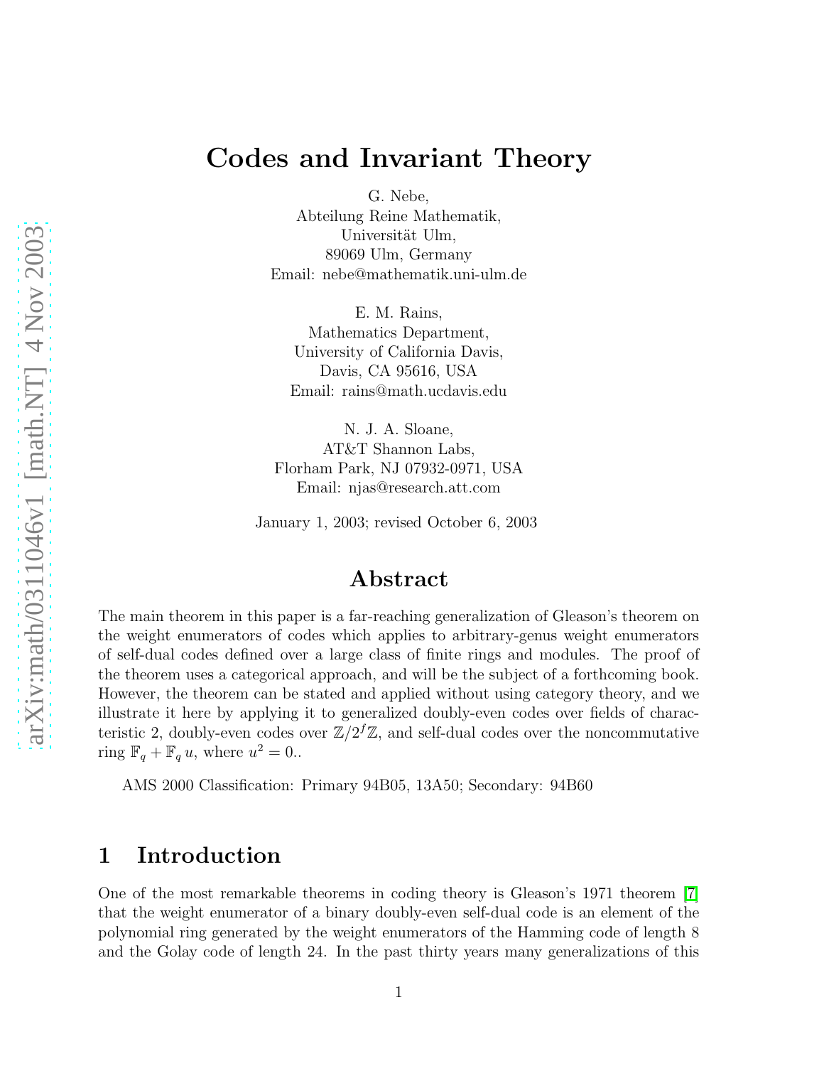# Codes and Invariant Theory

G. Nebe,
Abteilung Reine Mathematik,
Universität Ulm,
89069 Ulm, Germany
Email: nebe@mathematik.uni-ulm.de

E. M. Rains,
Mathematics Department,
University of California Davis,
Davis, CA 95616, USA
Email: rains@math.ucdavis.edu

N. J. A. Sloane,
AT&T Shannon Labs,
Florham Park, NJ 07932-0971, USA
Email: njas@research.att.com

January 1, 2003; revised October 6, 2003

## Abstract

The main theorem in this paper is a far-reaching generalization of Gleason's theorem on the weight enumerators of codes which applies to arbitrary-genus weight enumerators of self-dual codes defined over a large class of finite rings and modules. The proof of the theorem uses a categorical approach, and will be the subject of a forthcoming book. However, the theorem can be stated and applied without using category theory, and we illustrate it here by applying it to generalized doubly-even codes over fields of characteristic 2, doubly-even codes over $\mathbb{Z}/2^f\mathbb{Z}$, and self-dual codes over the noncommutative ring $\mathbb{F}_q + \mathbb{F}_q\, u$, where $u^2 = 0$..

AMS 2000 Classification: Primary 94B05, 13A50; Secondary: 94B60

## 1 Introduction

One of the most remarkable theorems in coding theory is Gleason's 1971 theorem [7] that the weight enumerator of a binary doubly-even self-dual code is an element of the polynomial ring generated by the weight enumerators of the Hamming code of length 8 and the Golay code of length 24. In the past thirty years many generalizations of this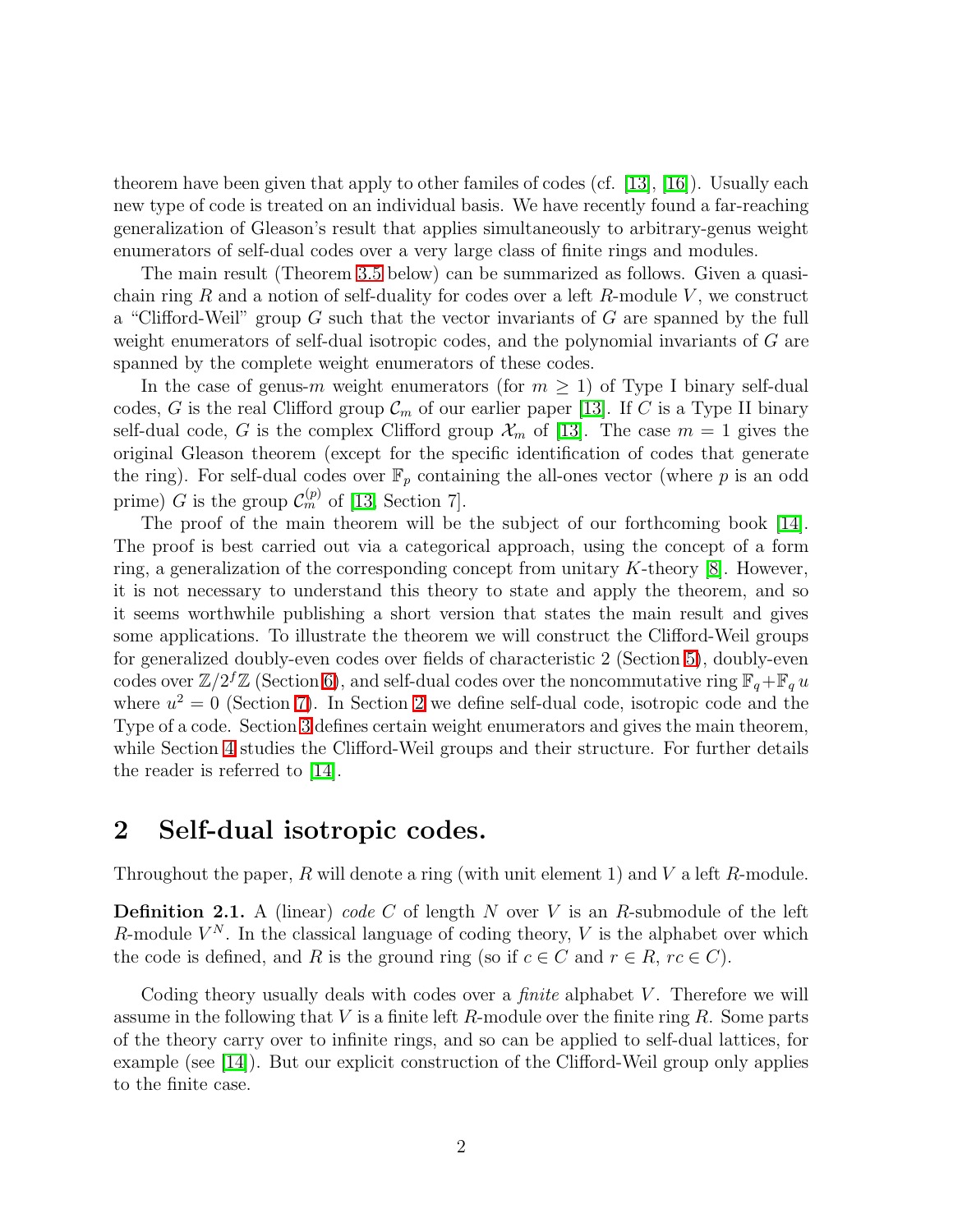theorem have been given that apply to other familes of codes (cf. [13], [16]). Usually each new type of code is treated on an individual basis. We have recently found a far-reaching generalization of Gleason's result that applies simultaneously to arbitrary-genus weight enumerators of self-dual codes over a very large class of finite rings and modules.

The main result (Theorem 3.5 below) can be summarized as follows. Given a quasi-chain ring $R$ and a notion of self-duality for codes over a left $R$-module $V$, we construct a "Clifford-Weil" group $G$ such that the vector invariants of $G$ are spanned by the full weight enumerators of self-dual isotropic codes, and the polynomial invariants of $G$ are spanned by the complete weight enumerators of these codes.

In the case of genus-$m$ weight enumerators (for $m \geq 1$) of Type I binary self-dual codes, $G$ is the real Clifford group $\mathcal{C}_m$ of our earlier paper [13]. If $C$ is a Type II binary self-dual code, $G$ is the complex Clifford group $\mathcal{X}_m$ of [13]. The case $m = 1$ gives the original Gleason theorem (except for the specific identification of codes that generate the ring). For self-dual codes over $\mathbb{F}_p$ containing the all-ones vector (where $p$ is an odd prime) $G$ is the group $\mathcal{C}_m^{(p)}$ of [13, Section 7].

The proof of the main theorem will be the subject of our forthcoming book [14]. The proof is best carried out via a categorical approach, using the concept of a form ring, a generalization of the corresponding concept from unitary $K$-theory [8]. However, it is not necessary to understand this theory to state and apply the theorem, and so it seems worthwhile publishing a short version that states the main result and gives some applications. To illustrate the theorem we will construct the Clifford-Weil groups for generalized doubly-even codes over fields of characteristic 2 (Section 5), doubly-even codes over $\mathbb{Z}/2^f\mathbb{Z}$ (Section 6), and self-dual codes over the noncommutative ring $\mathbb{F}_q + \mathbb{F}_q\, u$ where $u^2 = 0$ (Section 7). In Section 2 we define self-dual code, isotropic code and the Type of a code. Section 3 defines certain weight enumerators and gives the main theorem, while Section 4 studies the Clifford-Weil groups and their structure. For further details the reader is referred to [14].

## 2 Self-dual isotropic codes.

Throughout the paper, $R$ will denote a ring (with unit element 1) and $V$ a left $R$-module.

**Definition 2.1.** A (linear) *code* $C$ of length $N$ over $V$ is an $R$-submodule of the left $R$-module $V^N$. In the classical language of coding theory, $V$ is the alphabet over which the code is defined, and $R$ is the ground ring (so if $c \in C$ and $r \in R$, $rc \in C$).

Coding theory usually deals with codes over a *finite* alphabet $V$. Therefore we will assume in the following that $V$ is a finite left $R$-module over the finite ring $R$. Some parts of the theory carry over to infinite rings, and so can be applied to self-dual lattices, for example (see [14]). But our explicit construction of the Clifford-Weil group only applies to the finite case.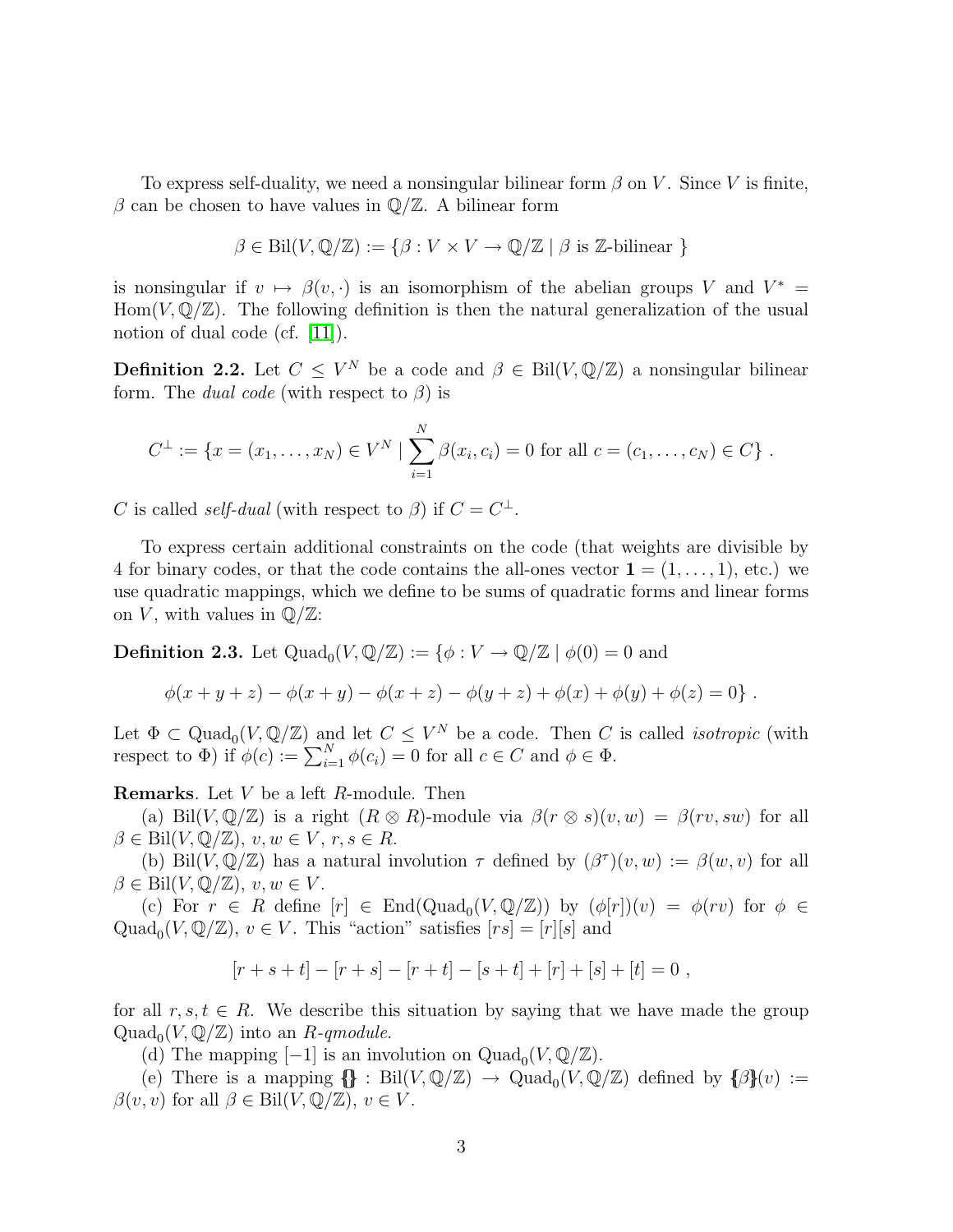To express self-duality, we need a nonsingular bilinear form $\beta$ on $V$. Since $V$ is finite, $\beta$ can be chosen to have values in $\mathbb{Q}/\mathbb{Z}$. A bilinear form

$$\beta \in \mathrm{Bil}(V, \mathbb{Q}/\mathbb{Z}) := \{\beta : V \times V \to \mathbb{Q}/\mathbb{Z} \mid \beta \text{ is } \mathbb{Z}\text{-bilinear }\}$$

is nonsingular if $v \mapsto \beta(v, \cdot)$ is an isomorphism of the abelian groups $V$ and $V^* = \mathrm{Hom}(V, \mathbb{Q}/\mathbb{Z})$. The following definition is then the natural generalization of the usual notion of dual code (cf. [11]).

**Definition 2.2.** Let $C \leq V^N$ be a code and $\beta \in \mathrm{Bil}(V, \mathbb{Q}/\mathbb{Z})$ a nonsingular bilinear form. The *dual code* (with respect to $\beta$) is

$$C^\perp := \{x = (x_1, \ldots, x_N) \in V^N \mid \sum_{i=1}^{N} \beta(x_i, c_i) = 0 \text{ for all } c = (c_1, \ldots, c_N) \in C\} .$$

$C$ is called *self-dual* (with respect to $\beta$) if $C = C^\perp$.

To express certain additional constraints on the code (that weights are divisible by 4 for binary codes, or that the code contains the all-ones vector $\mathbf{1} = (1, \ldots, 1)$, etc.) we use quadratic mappings, which we define to be sums of quadratic forms and linear forms on $V$, with values in $\mathbb{Q}/\mathbb{Z}$:

**Definition 2.3.** Let $\mathrm{Quad}_0(V, \mathbb{Q}/\mathbb{Z}) := \{\phi : V \to \mathbb{Q}/\mathbb{Z} \mid \phi(0) = 0$ and

$$\phi(x + y + z) - \phi(x + y) - \phi(x + z) - \phi(y + z) + \phi(x) + \phi(y) + \phi(z) = 0\} .$$

Let $\Phi \subset \mathrm{Quad}_0(V, \mathbb{Q}/\mathbb{Z})$ and let $C \leq V^N$ be a code. Then $C$ is called *isotropic* (with respect to $\Phi$) if $\phi(c) := \sum_{i=1}^{N} \phi(c_i) = 0$ for all $c \in C$ and $\phi \in \Phi$.

**Remarks**. Let $V$ be a left $R$-module. Then

(a) $\mathrm{Bil}(V, \mathbb{Q}/\mathbb{Z})$ is a right $(R \otimes R)$-module via $\beta(r \otimes s)(v, w) = \beta(rv, sw)$ for all $\beta \in \mathrm{Bil}(V, \mathbb{Q}/\mathbb{Z})$, $v, w \in V$, $r, s \in R$.

(b) $\mathrm{Bil}(V, \mathbb{Q}/\mathbb{Z})$ has a natural involution $\tau$ defined by $(\beta^\tau)(v, w) := \beta(w, v)$ for all $\beta \in \mathrm{Bil}(V, \mathbb{Q}/\mathbb{Z})$, $v, w \in V$.

(c) For $r \in R$ define $[r] \in \mathrm{End}(\mathrm{Quad}_0(V, \mathbb{Q}/\mathbb{Z}))$ by $(\phi[r])(v) = \phi(rv)$ for $\phi \in \mathrm{Quad}_0(V, \mathbb{Q}/\mathbb{Z})$, $v \in V$. This "action" satisfies $[rs] = [r][s]$ and

$$[r + s + t] - [r + s] - [r + t] - [s + t] + [r] + [s] + [t] = 0 ,$$

for all $r, s, t \in R$. We describe this situation by saying that we have made the group $\mathrm{Quad}_0(V, \mathbb{Q}/\mathbb{Z})$ into an *R-qmodule*.

(d) The mapping $[-1]$ is an involution on $\mathrm{Quad}_0(V, \mathbb{Q}/\mathbb{Z})$.

(e) There is a mapping $\{\!\!\{\}\!\!\} : \mathrm{Bil}(V, \mathbb{Q}/\mathbb{Z}) \to \mathrm{Quad}_0(V, \mathbb{Q}/\mathbb{Z})$ defined by $\{\!\!\{\beta\}\!\!\}(v) := \beta(v, v)$ for all $\beta \in \mathrm{Bil}(V, \mathbb{Q}/\mathbb{Z})$, $v \in V$.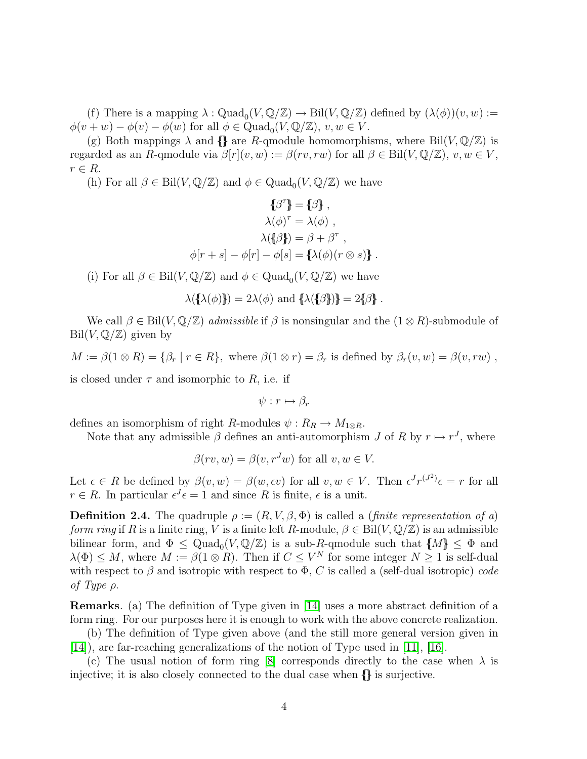(f) There is a mapping $\lambda : \mathrm{Quad}_0(V, \mathbb{Q}/\mathbb{Z}) \to \mathrm{Bil}(V, \mathbb{Q}/\mathbb{Z})$ defined by $(\lambda(\phi))(v, w) := \phi(v + w) - \phi(v) - \phi(w)$ for all $\phi \in \mathrm{Quad}_0(V, \mathbb{Q}/\mathbb{Z})$, $v, w \in V$.

(g) Both mappings $\lambda$ and $\{\!\{\}\!\}$ are $R$-qmodule homomorphisms, where $\mathrm{Bil}(V, \mathbb{Q}/\mathbb{Z})$ is regarded as an $R$-qmodule via $\beta[r](v, w) := \beta(rv, rw)$ for all $\beta \in \mathrm{Bil}(V, \mathbb{Q}/\mathbb{Z})$, $v, w \in V$, $r \in R$.

(h) For all $\beta \in \mathrm{Bil}(V, \mathbb{Q}/\mathbb{Z})$ and $\phi \in \mathrm{Quad}_0(V, \mathbb{Q}/\mathbb{Z})$ we have

$$
\begin{aligned}
\{\!\{\beta^\tau\}\!\} &= \{\!\{\beta\}\!\} , \\
\lambda(\phi)^\tau &= \lambda(\phi) , \\
\lambda(\{\!\{\beta\}\!\}) &= \beta + \beta^\tau , \\
\phi[r + s] - \phi[r] - \phi[s] &= \{\!\{\lambda(\phi)(r \otimes s)\}\!\} .
\end{aligned}
$$

(i) For all $\beta \in \mathrm{Bil}(V, \mathbb{Q}/\mathbb{Z})$ and $\phi \in \mathrm{Quad}_0(V, \mathbb{Q}/\mathbb{Z})$ we have

$$
\lambda(\{\!\{\lambda(\phi)\}\!\}) = 2\lambda(\phi) \text{ and } \{\!\{\lambda(\{\!\{\beta\}\!\})\}\!\} = 2\{\!\{\beta\}\!\} .
$$

We call $\beta \in \mathrm{Bil}(V, \mathbb{Q}/\mathbb{Z})$ *admissible* if $\beta$ is nonsingular and the $(1 \otimes R)$-submodule of $\mathrm{Bil}(V, \mathbb{Q}/\mathbb{Z})$ given by

$$
M := \beta(1 \otimes R) = \{\beta_r \mid r \in R\}, \text{ where } \beta(1 \otimes r) = \beta_r \text{ is defined by } \beta_r(v, w) = \beta(v, rw) ,
$$

is closed under $\tau$ and isomorphic to $R$, i.e. if

$$
\psi : r \mapsto \beta_r
$$

defines an isomorphism of right $R$-modules $\psi : R_R \to M_{1 \otimes R}$.

Note that any admissible $\beta$ defines an anti-automorphism $J$ of $R$ by $r \mapsto r^J$, where

$$
\beta(rv, w) = \beta(v, r^J w) \text{ for all } v, w \in V.
$$

Let $\epsilon \in R$ be defined by $\beta(v, w) = \beta(w, \epsilon v)$ for all $v, w \in V$. Then $\epsilon^J r^{(J^2)} \epsilon = r$ for all $r \in R$. In particular $\epsilon^J \epsilon = 1$ and since $R$ is finite, $\epsilon$ is a unit.

**Definition 2.4.** The quadruple $\rho := (R, V, \beta, \Phi)$ is called a (*finite representation of a*) *form ring* if $R$ is a finite ring, $V$ is a finite left $R$-module, $\beta \in \mathrm{Bil}(V, \mathbb{Q}/\mathbb{Z})$ is an admissible bilinear form, and $\Phi \leq \mathrm{Quad}_0(V, \mathbb{Q}/\mathbb{Z})$ is a sub-$R$-qmodule such that $\{\!\{M\}\!\} \leq \Phi$ and $\lambda(\Phi) \leq M$, where $M := \beta(1 \otimes R)$. Then if $C \leq V^N$ for some integer $N \geq 1$ is self-dual with respect to $\beta$ and isotropic with respect to $\Phi$, $C$ is called a (self-dual isotropic) *code of Type $\rho$*.

**Remarks**. (a) The definition of Type given in [14] uses a more abstract definition of a form ring. For our purposes here it is enough to work with the above concrete realization.

(b) The definition of Type given above (and the still more general version given in [14]), are far-reaching generalizations of the notion of Type used in [11], [16].

(c) The usual notion of form ring [8] corresponds directly to the case when $\lambda$ is injective; it is also closely connected to the dual case when $\{\!\{\}\!\}$ is surjective.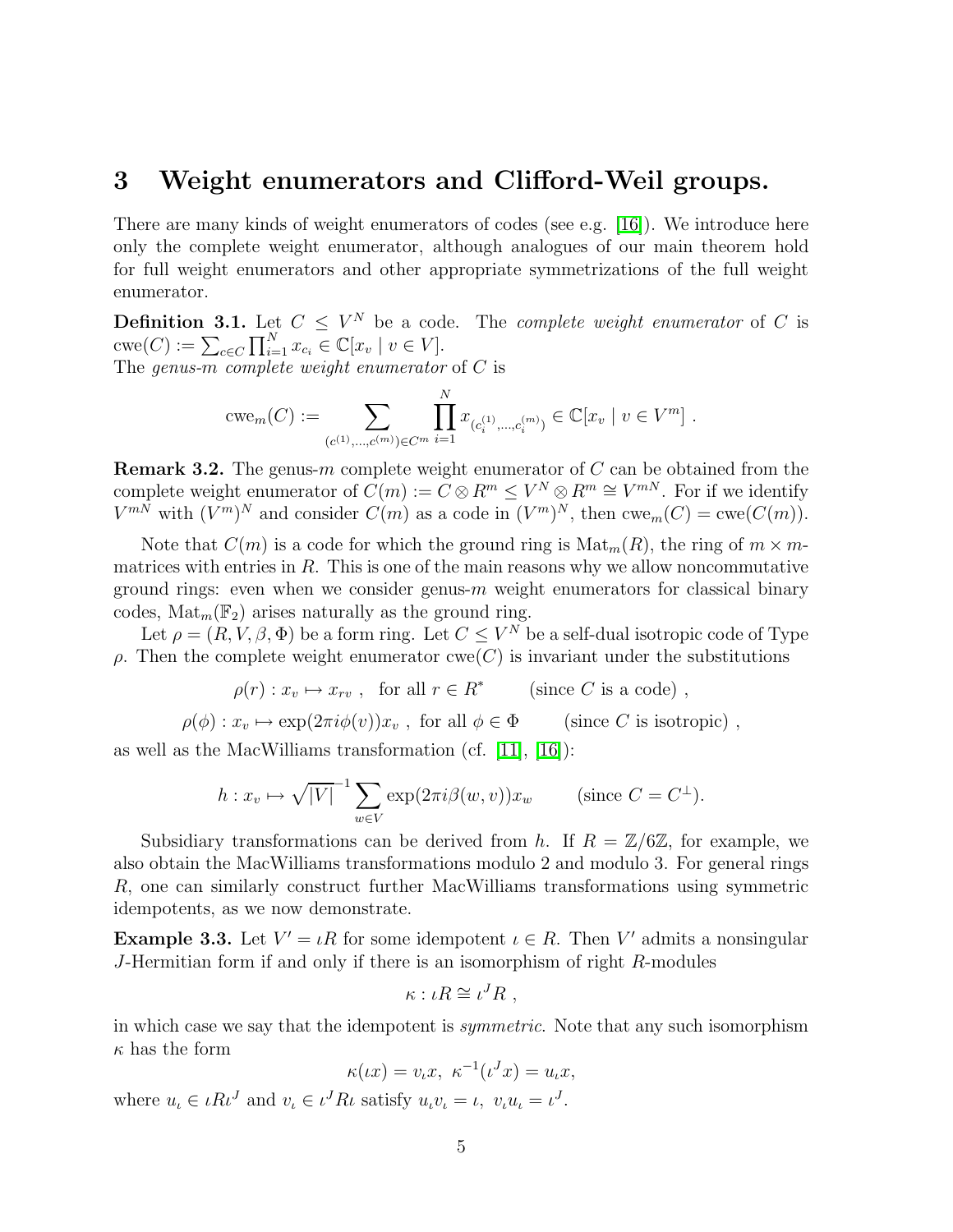# 3 Weight enumerators and Clifford-Weil groups.

There are many kinds of weight enumerators of codes (see e.g. [16]). We introduce here only the complete weight enumerator, although analogues of our main theorem hold for full weight enumerators and other appropriate symmetrizations of the full weight enumerator.

**Definition 3.1.** Let $C \leq V^N$ be a code. The *complete weight enumerator* of $C$ is $\mathrm{cwe}(C) := \sum_{c \in C} \prod_{i=1}^{N} x_{c_i} \in \mathbb{C}[x_v \mid v \in V]$.
The *genus-$m$ complete weight enumerator* of $C$ is

$$\mathrm{cwe}_m(C) := \sum_{(c^{(1)},\ldots,c^{(m)}) \in C^m} \prod_{i=1}^{N} x_{(c_i^{(1)},\ldots,c_i^{(m)})} \in \mathbb{C}[x_v \mid v \in V^m] \ .$$

**Remark 3.2.** The genus-$m$ complete weight enumerator of $C$ can be obtained from the complete weight enumerator of $C(m) := C \otimes R^m \leq V^N \otimes R^m \cong V^{mN}$. For if we identify $V^{mN}$ with $(V^m)^N$ and consider $C(m)$ as a code in $(V^m)^N$, then $\mathrm{cwe}_m(C) = \mathrm{cwe}(C(m))$.

Note that $C(m)$ is a code for which the ground ring is $\mathrm{Mat}_m(R)$, the ring of $m \times m$-matrices with entries in $R$. This is one of the main reasons why we allow noncommutative ground rings: even when we consider genus-$m$ weight enumerators for classical binary codes, $\mathrm{Mat}_m(\mathbb{F}_2)$ arises naturally as the ground ring.

Let $\rho = (R, V, \beta, \Phi)$ be a form ring. Let $C \leq V^N$ be a self-dual isotropic code of Type $\rho$. Then the complete weight enumerator $\mathrm{cwe}(C)$ is invariant under the substitutions

$$\rho(r) : x_v \mapsto x_{rv} \ , \quad \text{for all } r \in R^* \qquad \text{(since } C \text{ is a code)} \ ,$$

$$\rho(\phi) : x_v \mapsto \exp(2\pi i \phi(v)) x_v \ , \ \text{for all } \phi \in \Phi \qquad \text{(since } C \text{ is isotropic)} \ ,$$

as well as the MacWilliams transformation (cf. [11], [16]):

$$h : x_v \mapsto \sqrt{|V|}^{-1} \sum_{w \in V} \exp(2\pi i \beta(w, v)) x_w \qquad \text{(since } C = C^{\perp}\text{)}.$$

Subsidiary transformations can be derived from $h$. If $R = \mathbb{Z}/6\mathbb{Z}$, for example, we also obtain the MacWilliams transformations modulo 2 and modulo 3. For general rings $R$, one can similarly construct further MacWilliams transformations using symmetric idempotents, as we now demonstrate.

**Example 3.3.** Let $V' = \iota R$ for some idempotent $\iota \in R$. Then $V'$ admits a nonsingular $J$-Hermitian form if and only if there is an isomorphism of right $R$-modules

$$\kappa : \iota R \cong \iota^J R \ ,$$

in which case we say that the idempotent is *symmetric*. Note that any such isomorphism $\kappa$ has the form

$$\kappa(\iota x) = v_\iota x, \ \ \kappa^{-1}(\iota^J x) = u_\iota x,$$

where $u_\iota \in \iota R \iota^J$ and $v_\iota \in \iota^J R \iota$ satisfy $u_\iota v_\iota = \iota, \ v_\iota u_\iota = \iota^J$.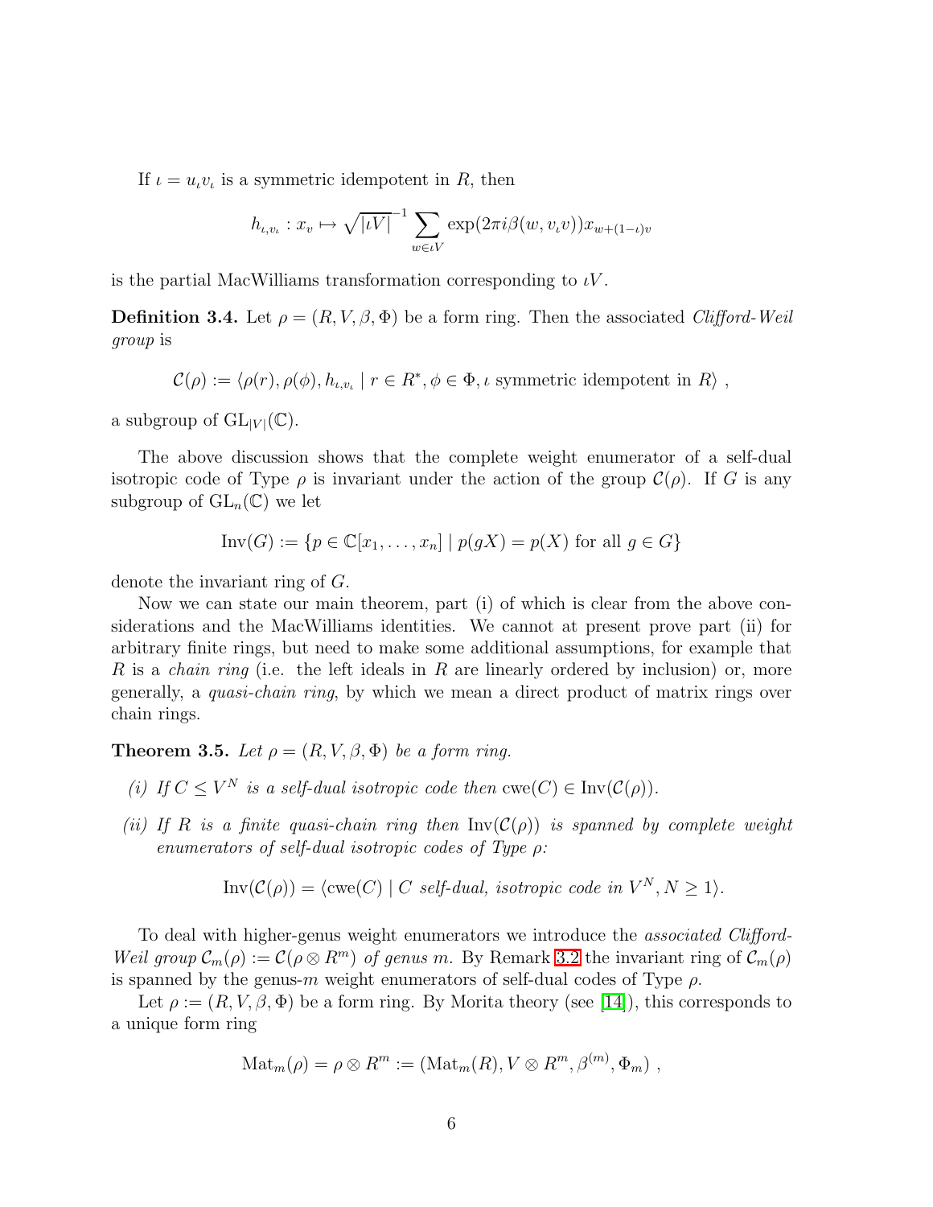If $\iota = u_\iota v_\iota$ is a symmetric idempotent in $R$, then

$$h_{\iota, v_\iota} : x_v \mapsto \sqrt{|\iota V|}^{-1} \sum_{w \in \iota V} \exp(2\pi i \beta(w, v_\iota v)) x_{w+(1-\iota)v}$$

is the partial MacWilliams transformation corresponding to $\iota V$.

**Definition 3.4.** Let $\rho = (R, V, \beta, \Phi)$ be a form ring. Then the associated *Clifford-Weil group* is

$$\mathcal{C}(\rho) := \langle \rho(r), \rho(\phi), h_{\iota, v_\iota} \mid r \in R^*, \phi \in \Phi, \iota \text{ symmetric idempotent in } R \rangle ,$$

a subgroup of $\mathrm{GL}_{|V|}(\mathbb{C})$.

The above discussion shows that the complete weight enumerator of a self-dual isotropic code of Type $\rho$ is invariant under the action of the group $\mathcal{C}(\rho)$. If $G$ is any subgroup of $\mathrm{GL}_n(\mathbb{C})$ we let

$$\mathrm{Inv}(G) := \{p \in \mathbb{C}[x_1, \ldots, x_n] \mid p(gX) = p(X) \text{ for all } g \in G\}$$

denote the invariant ring of $G$.

Now we can state our main theorem, part (i) of which is clear from the above considerations and the MacWilliams identities. We cannot at present prove part (ii) for arbitrary finite rings, but need to make some additional assumptions, for example that $R$ is a *chain ring* (i.e. the left ideals in $R$ are linearly ordered by inclusion) or, more generally, a *quasi-chain ring*, by which we mean a direct product of matrix rings over chain rings.

**Theorem 3.5.** *Let $\rho = (R, V, \beta, \Phi)$ be a form ring.*

*(i) If $C \leq V^N$ is a self-dual isotropic code then $\mathrm{cwe}(C) \in \mathrm{Inv}(\mathcal{C}(\rho))$.*

*(ii) If $R$ is a finite quasi-chain ring then $\mathrm{Inv}(\mathcal{C}(\rho))$ is spanned by complete weight enumerators of self-dual isotropic codes of Type $\rho$:*

$$\mathrm{Inv}(\mathcal{C}(\rho)) = \langle \mathrm{cwe}(C) \mid C \text{ self-dual, isotropic code in } V^N, N \geq 1 \rangle.$$

To deal with higher-genus weight enumerators we introduce the *associated Clifford-Weil group* $\mathcal{C}_m(\rho) := \mathcal{C}(\rho \otimes R^m)$ *of genus* $m$. By Remark 3.2 the invariant ring of $\mathcal{C}_m(\rho)$ is spanned by the genus-$m$ weight enumerators of self-dual codes of Type $\rho$.

Let $\rho := (R, V, \beta, \Phi)$ be a form ring. By Morita theory (see [14]), this corresponds to a unique form ring

$$\mathrm{Mat}_m(\rho) = \rho \otimes R^m := (\mathrm{Mat}_m(R), V \otimes R^m, \beta^{(m)}, \Phi_m) ,$$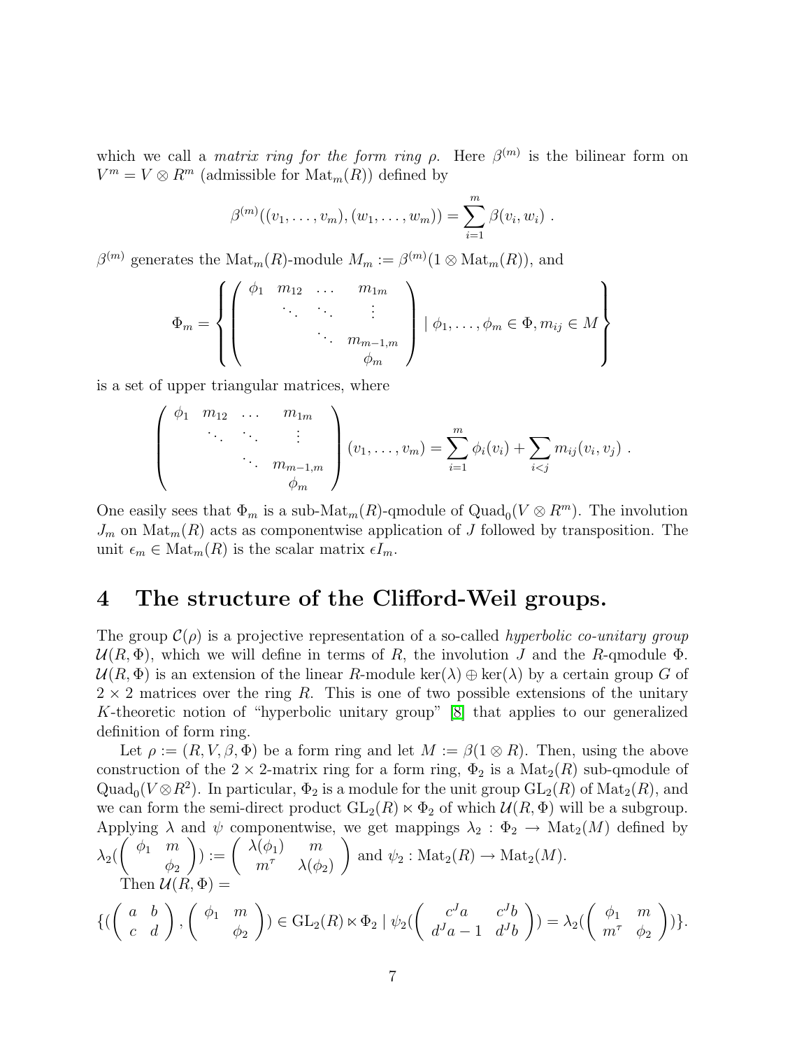which we call a *matrix ring for the form ring* $\rho$. Here $\beta^{(m)}$ is the bilinear form on $V^m = V \otimes R^m$ (admissible for $\mathrm{Mat}_m(R)$) defined by

$$\beta^{(m)}((v_1,\ldots,v_m),(w_1,\ldots,w_m)) = \sum_{i=1}^{m} \beta(v_i,w_i) \ .$$

$\beta^{(m)}$ generates the $\mathrm{Mat}_m(R)$-module $M_m := \beta^{(m)}(1 \otimes \mathrm{Mat}_m(R))$, and

$$\Phi_m = \left\{ \begin{pmatrix} \phi_1 & m_{12} & \ldots & m_{1m} \\ & \ddots & \ddots & \vdots \\ & & \ddots & m_{m-1,m} \\ & & & \phi_m \end{pmatrix} \mid \phi_1,\ldots,\phi_m \in \Phi, m_{ij} \in M \right\}$$

is a set of upper triangular matrices, where

$$\begin{pmatrix} \phi_1 & m_{12} & \ldots & m_{1m} \\ & \ddots & \ddots & \vdots \\ & & \ddots & m_{m-1,m} \\ & & & \phi_m \end{pmatrix} (v_1,\ldots,v_m) = \sum_{i=1}^{m} \phi_i(v_i) + \sum_{i<j} m_{ij}(v_i,v_j) \ .$$

One easily sees that $\Phi_m$ is a sub-$\mathrm{Mat}_m(R)$-qmodule of $\mathrm{Quad}_0(V \otimes R^m)$. The involution $J_m$ on $\mathrm{Mat}_m(R)$ acts as componentwise application of $J$ followed by transposition. The unit $\epsilon_m \in \mathrm{Mat}_m(R)$ is the scalar matrix $\epsilon I_m$.

# 4 The structure of the Clifford-Weil groups.

The group $\mathcal{C}(\rho)$ is a projective representation of a so-called *hyperbolic co-unitary group* $\mathcal{U}(R,\Phi)$, which we will define in terms of $R$, the involution $J$ and the $R$-qmodule $\Phi$. $\mathcal{U}(R,\Phi)$ is an extension of the linear $R$-module $\ker(\lambda) \oplus \ker(\lambda)$ by a certain group $G$ of $2 \times 2$ matrices over the ring $R$. This is one of two possible extensions of the unitary $K$-theoretic notion of "hyperbolic unitary group" [8] that applies to our generalized definition of form ring.

Let $\rho := (R, V, \beta, \Phi)$ be a form ring and let $M := \beta(1 \otimes R)$. Then, using the above construction of the $2 \times 2$-matrix ring for a form ring, $\Phi_2$ is a $\mathrm{Mat}_2(R)$ sub-qmodule of $\mathrm{Quad}_0(V \otimes R^2)$. In particular, $\Phi_2$ is a module for the unit group $\mathrm{GL}_2(R)$ of $\mathrm{Mat}_2(R)$, and we can form the semi-direct product $\mathrm{GL}_2(R) \ltimes \Phi_2$ of which $\mathcal{U}(R,\Phi)$ will be a subgroup. Applying $\lambda$ and $\psi$ componentwise, we get mappings $\lambda_2 : \Phi_2 \to \mathrm{Mat}_2(M)$ defined by $\lambda_2(\begin{pmatrix} \phi_1 & m \\ & \phi_2 \end{pmatrix}) := \begin{pmatrix} \lambda(\phi_1) & m \\ m^\tau & \lambda(\phi_2) \end{pmatrix}$ and $\psi_2 : \mathrm{Mat}_2(R) \to \mathrm{Mat}_2(M)$.

Then $\mathcal{U}(R,\Phi) =$

$$\{(\begin{pmatrix} a & b \\ c & d \end{pmatrix}, \begin{pmatrix} \phi_1 & m \\ & \phi_2 \end{pmatrix}) \in \mathrm{GL}_2(R) \ltimes \Phi_2 \mid \psi_2(\begin{pmatrix} c^J a & c^J b \\ d^J a - 1 & d^J b \end{pmatrix}) = \lambda_2(\begin{pmatrix} \phi_1 & m \\ m^\tau & \phi_2 \end{pmatrix})\}.$$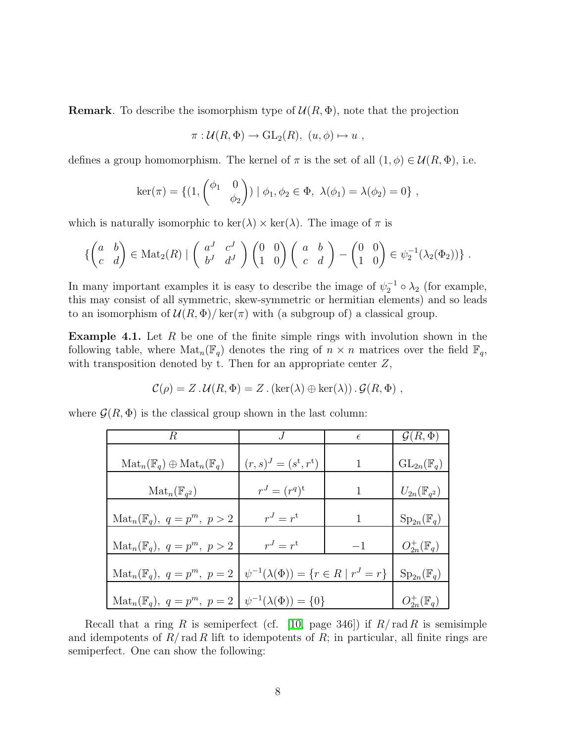**Remark**. To describe the isomorphism type of $\mathcal{U}(R,\Phi)$, note that the projection

$$\pi : \mathcal{U}(R,\Phi) \to \mathrm{GL}_2(R),\ (u,\phi) \mapsto u\ ,$$

defines a group homomorphism. The kernel of $\pi$ is the set of all $(1,\phi) \in \mathcal{U}(R,\Phi)$, i.e.

$$\ker(\pi) = \{(1, \begin{pmatrix} \phi_1 & 0 \\ & \phi_2 \end{pmatrix}) \mid \phi_1, \phi_2 \in \Phi,\ \lambda(\phi_1) = \lambda(\phi_2) = 0\}\ ,$$

which is naturally isomorphic to $\ker(\lambda) \times \ker(\lambda)$. The image of $\pi$ is

$$\{\begin{pmatrix} a & b \\ c & d \end{pmatrix} \in \mathrm{Mat}_2(R) \mid \begin{pmatrix} a^J & c^J \\ b^J & d^J \end{pmatrix} \begin{pmatrix} 0 & 0 \\ 1 & 0 \end{pmatrix} \begin{pmatrix} a & b \\ c & d \end{pmatrix} - \begin{pmatrix} 0 & 0 \\ 1 & 0 \end{pmatrix} \in \psi_2^{-1}(\lambda_2(\Phi_2))\}\ .$$

In many important examples it is easy to describe the image of $\psi_2^{-1} \circ \lambda_2$ (for example, this may consist of all symmetric, skew-symmetric or hermitian elements) and so leads to an isomorphism of $\mathcal{U}(R,\Phi)/\ker(\pi)$ with (a subgroup of) a classical group.

**Example 4.1.** Let $R$ be one of the finite simple rings with involution shown in the following table, where $\mathrm{Mat}_n(\mathbb{F}_q)$ denotes the ring of $n \times n$ matrices over the field $\mathbb{F}_q$, with transposition denoted by t. Then for an appropriate center $Z$,

$$\mathcal{C}(\rho) = Z\,.\,\mathcal{U}(R,\Phi) = Z\,.\,(\ker(\lambda) \oplus \ker(\lambda))\,.\,\mathcal{G}(R,\Phi)\ ,$$

where $\mathcal{G}(R,\Phi)$ is the classical group shown in the last column:

| $R$ | $J$ | $\epsilon$ | $\mathcal{G}(R,\Phi)$ |
|---|---|---|---|
| $\mathrm{Mat}_n(\mathbb{F}_q) \oplus \mathrm{Mat}_n(\mathbb{F}_q)$ | $(r,s)^J = (s^{\mathrm{t}}, r^{\mathrm{t}})$ | $1$ | $\mathrm{GL}_{2n}(\mathbb{F}_q)$ |
| $\mathrm{Mat}_n(\mathbb{F}_{q^2})$ | $r^J = (r^q)^{\mathrm{t}}$ | $1$ | $U_{2n}(\mathbb{F}_{q^2})$ |
| $\mathrm{Mat}_n(\mathbb{F}_q),\ q = p^m,\ p > 2$ | $r^J = r^{\mathrm{t}}$ | $1$ | $\mathrm{Sp}_{2n}(\mathbb{F}_q)$ |
| $\mathrm{Mat}_n(\mathbb{F}_q),\ q = p^m,\ p > 2$ | $r^J = r^{\mathrm{t}}$ | $-1$ | $O_{2n}^+(\mathbb{F}_q)$ |
| $\mathrm{Mat}_n(\mathbb{F}_q),\ q = p^m,\ p = 2$ | $\psi^{-1}(\lambda(\Phi)) = \{r \in R \mid r^J = r\}$ | | $\mathrm{Sp}_{2n}(\mathbb{F}_q)$ |
| $\mathrm{Mat}_n(\mathbb{F}_q),\ q = p^m,\ p = 2$ | $\psi^{-1}(\lambda(\Phi)) = \{0\}$ | | $O_{2n}^+(\mathbb{F}_q)$ |

Recall that a ring $R$ is semiperfect (cf. [10, page 346]) if $R/\operatorname{rad} R$ is semisimple and idempotents of $R/\operatorname{rad} R$ lift to idempotents of $R$; in particular, all finite rings are semiperfect. One can show the following: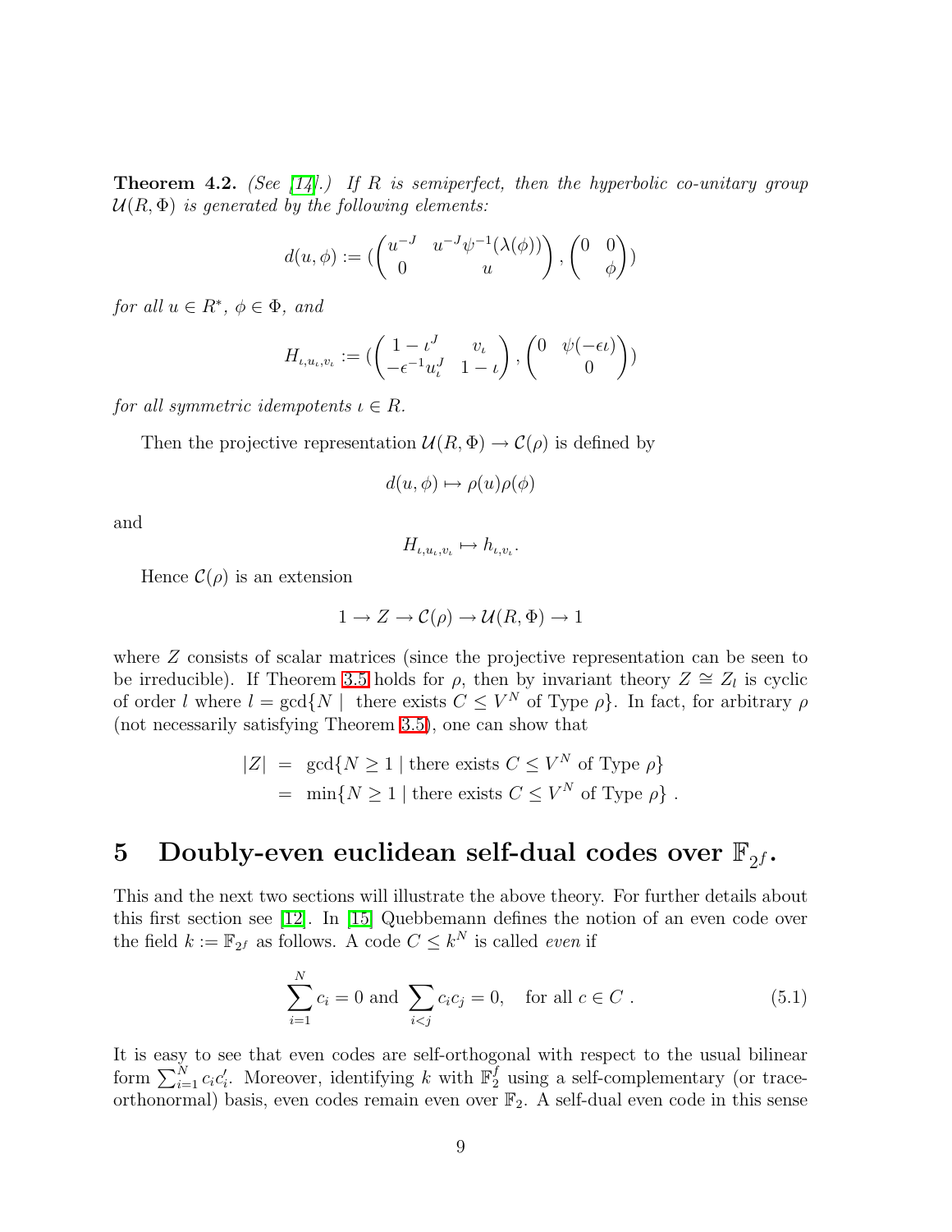**Theorem 4.2.** *(See [14].) If $R$ is semiperfect, then the hyperbolic co-unitary group $\mathcal{U}(R,\Phi)$ is generated by the following elements:*

$$d(u,\phi) := (\begin{pmatrix} u^{-J} & u^{-J}\psi^{-1}(\lambda(\phi)) \\ 0 & u \end{pmatrix}, \begin{pmatrix} 0 & 0 \\ & \phi \end{pmatrix})$$

*for all $u \in R^*$, $\phi \in \Phi$, and*

$$H_{\iota,u_\iota,v_\iota} := (\begin{pmatrix} 1-\iota^J & v_\iota \\ -\epsilon^{-1}u_\iota^J & 1-\iota \end{pmatrix}, \begin{pmatrix} 0 & \psi(-\epsilon\iota) \\ & 0 \end{pmatrix})$$

*for all symmetric idempotents $\iota \in R$.*

Then the projective representation $\mathcal{U}(R,\Phi) \to \mathcal{C}(\rho)$ is defined by

$$d(u,\phi) \mapsto \rho(u)\rho(\phi)$$

and

$$H_{\iota,u_\iota,v_\iota} \mapsto h_{\iota,v_\iota}.$$

Hence $\mathcal{C}(\rho)$ is an extension

$$1 \to Z \to \mathcal{C}(\rho) \to \mathcal{U}(R,\Phi) \to 1$$

where $Z$ consists of scalar matrices (since the projective representation can be seen to be irreducible). If Theorem 3.5 holds for $\rho$, then by invariant theory $Z \cong Z_l$ is cyclic of order $l$ where $l = \gcd\{N \mid \text{ there exists } C \leq V^N \text{ of Type } \rho\}$. In fact, for arbitrary $\rho$ (not necessarily satisfying Theorem 3.5), one can show that

$$\begin{aligned} |Z| &= \gcd\{N \geq 1 \mid \text{there exists } C \leq V^N \text{ of Type } \rho\} \\ &= \min\{N \geq 1 \mid \text{there exists } C \leq V^N \text{ of Type } \rho\}\ . \end{aligned}$$

# 5 Doubly-even euclidean self-dual codes over $\mathbb{F}_{2^f}$.

This and the next two sections will illustrate the above theory. For further details about this first section see [12]. In [15] Quebbemann defines the notion of an even code over the field $k := \mathbb{F}_{2^f}$ as follows. A code $C \leq k^N$ is called *even* if

$$\sum_{i=1}^{N} c_i = 0 \text{ and } \sum_{i<j} c_i c_j = 0, \quad \text{for all } c \in C\ . \tag{5.1}$$

It is easy to see that even codes are self-orthogonal with respect to the usual bilinear form $\sum_{i=1}^{N} c_i c'_i$. Moreover, identifying $k$ with $\mathbb{F}_2^f$ using a self-complementary (or trace-orthonormal) basis, even codes remain even over $\mathbb{F}_2$. A self-dual even code in this sense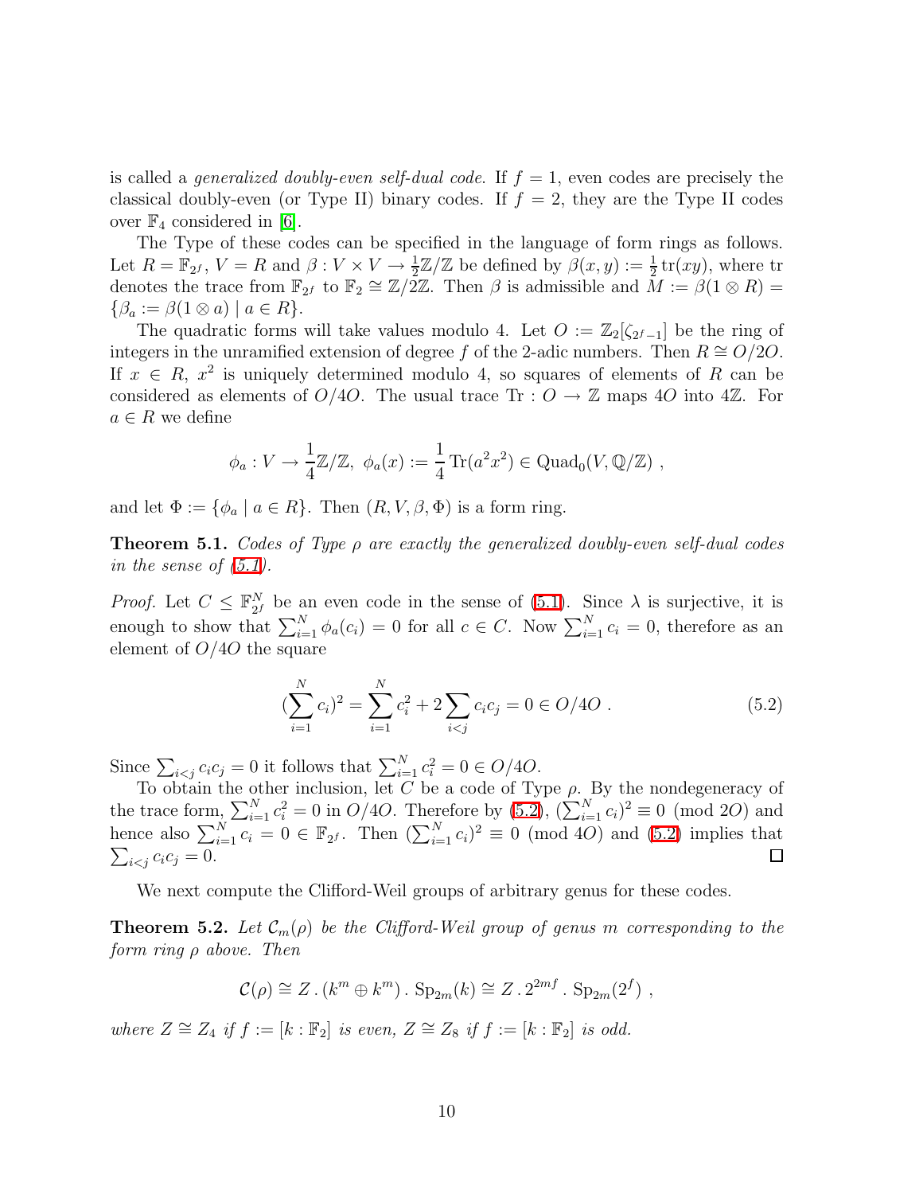is called a *generalized doubly-even self-dual code*. If $f = 1$, even codes are precisely the classical doubly-even (or Type II) binary codes. If $f = 2$, they are the Type II codes over $\mathbb{F}_4$ considered in [6].

The Type of these codes can be specified in the language of form rings as follows. Let $R = \mathbb{F}_{2^f}$, $V = R$ and $\beta : V \times V \to \frac{1}{2}\mathbb{Z}/\mathbb{Z}$ be defined by $\beta(x, y) := \frac{1}{2}\operatorname{tr}(xy)$, where tr denotes the trace from $\mathbb{F}_{2^f}$ to $\mathbb{F}_2 \cong \mathbb{Z}/2\mathbb{Z}$. Then $\beta$ is admissible and $M := \beta(1 \otimes R) = \{\beta_a := \beta(1 \otimes a) \mid a \in R\}$.

The quadratic forms will take values modulo 4. Let $O := \mathbb{Z}_2[\zeta_{2^f-1}]$ be the ring of integers in the unramified extension of degree $f$ of the 2-adic numbers. Then $R \cong O/2O$. If $x \in R$, $x^2$ is uniquely determined modulo 4, so squares of elements of $R$ can be considered as elements of $O/4O$. The usual trace $\operatorname{Tr} : O \to \mathbb{Z}$ maps $4O$ into $4\mathbb{Z}$. For $a \in R$ we define

$$\phi_a : V \to \frac{1}{4}\mathbb{Z}/\mathbb{Z},\ \phi_a(x) := \frac{1}{4}\operatorname{Tr}(a^2x^2) \in \operatorname{Quad}_0(V, \mathbb{Q}/\mathbb{Z}) ,$$

and let $\Phi := \{\phi_a \mid a \in R\}$. Then $(R, V, \beta, \Phi)$ is a form ring.

**Theorem 5.1.** *Codes of Type $\rho$ are exactly the generalized doubly-even self-dual codes in the sense of (5.1).*

*Proof.* Let $C \leq \mathbb{F}_{2^f}^N$ be an even code in the sense of (5.1). Since $\lambda$ is surjective, it is enough to show that $\sum_{i=1}^N \phi_a(c_i) = 0$ for all $c \in C$. Now $\sum_{i=1}^N c_i = 0$, therefore as an element of $O/4O$ the square

$$(\sum_{i=1}^N c_i)^2 = \sum_{i=1}^N c_i^2 + 2\sum_{i<j} c_ic_j = 0 \in O/4O . \tag{5.2}$$

Since $\sum_{i<j} c_ic_j = 0$ it follows that $\sum_{i=1}^N c_i^2 = 0 \in O/4O$.

To obtain the other inclusion, let $C$ be a code of Type $\rho$. By the nondegeneracy of the trace form, $\sum_{i=1}^N c_i^2 = 0$ in $O/4O$. Therefore by (5.2), $(\sum_{i=1}^N c_i)^2 \equiv 0 \pmod{2O}$ and hence also $\sum_{i=1}^N c_i = 0 \in \mathbb{F}_{2^f}$. Then $(\sum_{i=1}^N c_i)^2 \equiv 0 \pmod{4O}$ and (5.2) implies that $\sum_{i<j} c_ic_j = 0$. ∎

We next compute the Clifford-Weil groups of arbitrary genus for these codes.

**Theorem 5.2.** *Let $\mathcal{C}_m(\rho)$ be the Clifford-Weil group of genus $m$ corresponding to the form ring $\rho$ above. Then*

$$\mathcal{C}(\rho) \cong Z \,.\, (k^m \oplus k^m) \,.\, \operatorname{Sp}_{2m}(k) \cong Z \,.\, 2^{2mf} \,.\, \operatorname{Sp}_{2m}(2^f) ,$$

*where $Z \cong Z_4$ if $f := [k : \mathbb{F}_2]$ is even, $Z \cong Z_8$ if $f := [k : \mathbb{F}_2]$ is odd.*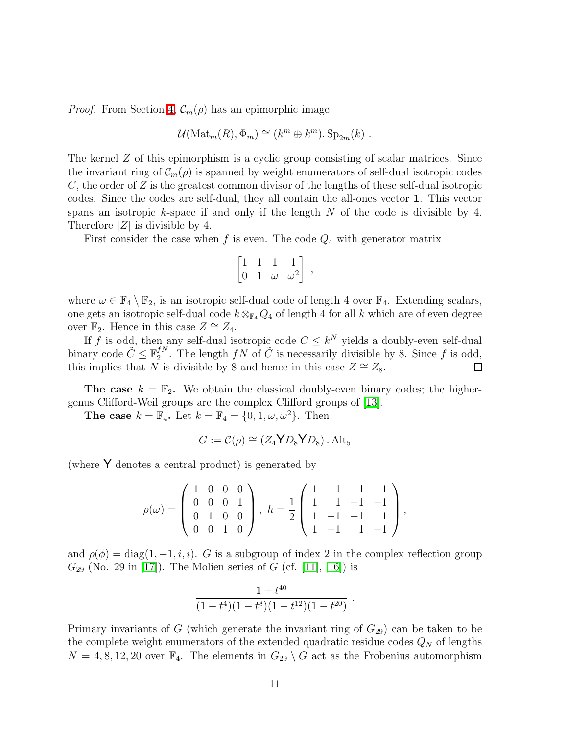*Proof.* From Section 4, $\mathcal{C}_m(\rho)$ has an epimorphic image

$$\mathcal{U}(\mathrm{Mat}_m(R), \Phi_m) \cong (k^m \oplus k^m).\,\mathrm{Sp}_{2m}(k) \ .$$

The kernel $Z$ of this epimorphism is a cyclic group consisting of scalar matrices. Since the invariant ring of $\mathcal{C}_m(\rho)$ is spanned by weight enumerators of self-dual isotropic codes $C$, the order of $Z$ is the greatest common divisor of the lengths of these self-dual isotropic codes. Since the codes are self-dual, they all contain the all-ones vector $\mathbf{1}$. This vector spans an isotropic $k$-space if and only if the length $N$ of the code is divisible by 4. Therefore $|Z|$ is divisible by 4.

First consider the case when $f$ is even. The code $Q_4$ with generator matrix

$$\begin{bmatrix} 1 & 1 & 1 & 1 \\ 0 & 1 & \omega & \omega^2 \end{bmatrix} \ ,$$

where $\omega \in \mathbb{F}_4 \setminus \mathbb{F}_2$, is an isotropic self-dual code of length 4 over $\mathbb{F}_4$. Extending scalars, one gets an isotropic self-dual code $k \otimes_{\mathbb{F}_4} Q_4$ of length 4 for all $k$ which are of even degree over $\mathbb{F}_2$. Hence in this case $Z \cong Z_4$.

If $f$ is odd, then any self-dual isotropic code $C \leq k^N$ yields a doubly-even self-dual binary code $\tilde{C} \leq \mathbb{F}_2^{fN}$. The length $fN$ of $\tilde{C}$ is necessarily divisible by 8. Since $f$ is odd, this implies that $N$ is divisible by 8 and hence in this case $Z \cong Z_8$. $\square$

**The case $k = \mathbb{F}_2$.** We obtain the classical doubly-even binary codes; the higher-genus Clifford-Weil groups are the complex Clifford groups of [13].

**The case $k = \mathbb{F}_4$.** Let $k = \mathbb{F}_4 = \{0, 1, \omega, \omega^2\}$. Then

$$G := \mathcal{C}(\rho) \cong (Z_4 \mathsf{Y} D_8 \mathsf{Y} D_8)\,.\,\mathrm{Alt}_5$$

(where $\mathsf{Y}$ denotes a central product) is generated by

$$\rho(\omega) = \left( \begin{array}{cccc} 1 & 0 & 0 & 0 \\ 0 & 0 & 0 & 1 \\ 0 & 1 & 0 & 0 \\ 0 & 0 & 1 & 0 \end{array} \right), \ h = \frac{1}{2} \left( \begin{array}{rrrr} 1 & 1 & 1 & 1 \\ 1 & 1 & -1 & -1 \\ 1 & -1 & -1 & 1 \\ 1 & -1 & 1 & -1 \end{array} \right),$$

and $\rho(\phi) = \mathrm{diag}(1, -1, i, i)$. $G$ is a subgroup of index 2 in the complex reflection group $G_{29}$ (No. 29 in [17]). The Molien series of $G$ (cf. [11], [16]) is

$$\frac{1 + t^{40}}{(1-t^4)(1-t^8)(1-t^{12})(1-t^{20})} \ .$$

Primary invariants of $G$ (which generate the invariant ring of $G_{29}$) can be taken to be the complete weight enumerators of the extended quadratic residue codes $Q_N$ of lengths $N = 4, 8, 12, 20$ over $\mathbb{F}_4$. The elements in $G_{29} \setminus G$ act as the Frobenius automorphism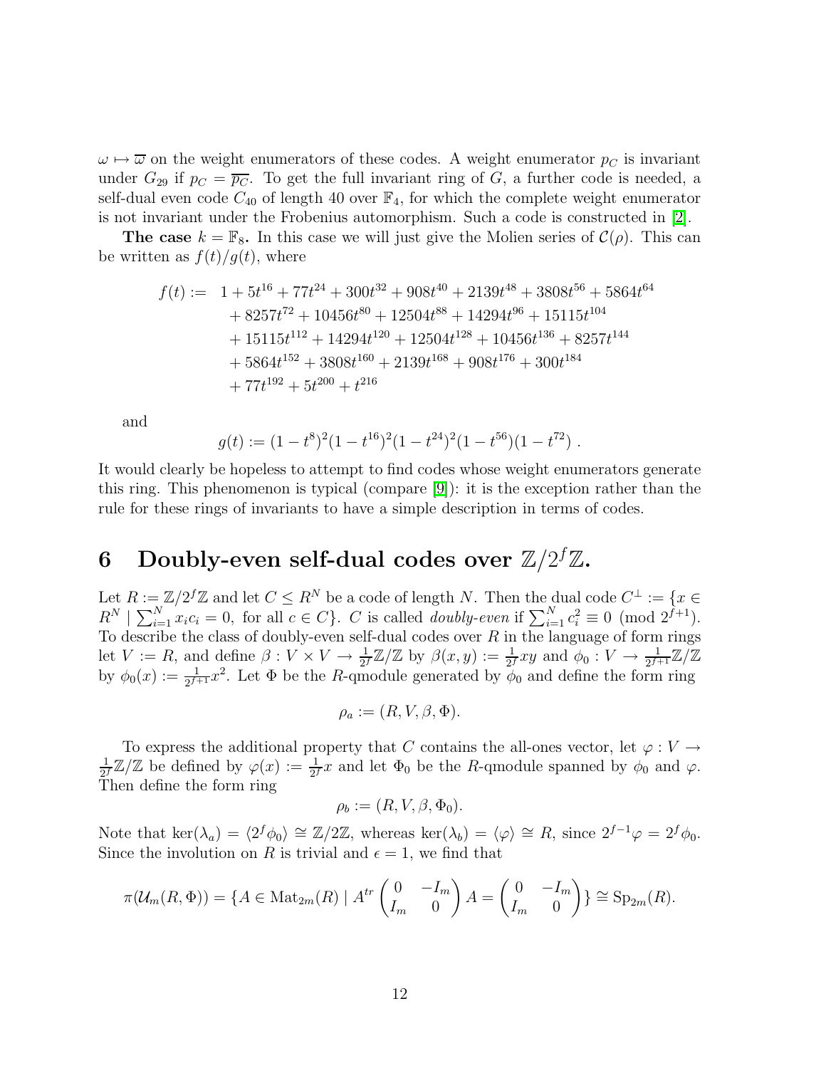$\omega \mapsto \overline{\omega}$ on the weight enumerators of these codes. A weight enumerator $p_C$ is invariant under $G_{29}$ if $p_C = \overline{p_C}$. To get the full invariant ring of $G$, a further code is needed, a self-dual even code $C_{40}$ of length 40 over $\mathbb{F}_4$, for which the complete weight enumerator is not invariant under the Frobenius automorphism. Such a code is constructed in [2].

**The case $k = \mathbb{F}_8$.** In this case we will just give the Molien series of $\mathcal{C}(\rho)$. This can be written as $f(t)/g(t)$, where

$$
\begin{aligned}
f(t) := \;& 1 + 5t^{16} + 77t^{24} + 300t^{32} + 908t^{40} + 2139t^{48} + 3808t^{56} + 5864t^{64} \\
& + 8257t^{72} + 10456t^{80} + 12504t^{88} + 14294t^{96} + 15115t^{104} \\
& + 15115t^{112} + 14294t^{120} + 12504t^{128} + 10456t^{136} + 8257t^{144} \\
& + 5864t^{152} + 3808t^{160} + 2139t^{168} + 908t^{176} + 300t^{184} \\
& + 77t^{192} + 5t^{200} + t^{216}
\end{aligned}
$$

and

$$
g(t) := (1-t^8)^2(1-t^{16})^2(1-t^{24})^2(1-t^{56})(1-t^{72}) \; .
$$

It would clearly be hopeless to attempt to find codes whose weight enumerators generate this ring. This phenomenon is typical (compare [9]): it is the exception rather than the rule for these rings of invariants to have a simple description in terms of codes.

# 6 Doubly-even self-dual codes over $\mathbb{Z}/2^f\mathbb{Z}$.

Let $R := \mathbb{Z}/2^f\mathbb{Z}$ and let $C \leq R^N$ be a code of length $N$. Then the dual code $C^\perp := \{x \in R^N \mid \sum_{i=1}^N x_i c_i = 0, \text{ for all } c \in C\}$. $C$ is called *doubly-even* if $\sum_{i=1}^N c_i^2 \equiv 0 \pmod{2^{f+1}}$. To describe the class of doubly-even self-dual codes over $R$ in the language of form rings let $V := R$, and define $\beta : V \times V \to \frac{1}{2^f}\mathbb{Z}/\mathbb{Z}$ by $\beta(x,y) := \frac{1}{2^f}xy$ and $\phi_0 : V \to \frac{1}{2^{f+1}}\mathbb{Z}/\mathbb{Z}$ by $\phi_0(x) := \frac{1}{2^{f+1}}x^2$. Let $\Phi$ be the $R$-qmodule generated by $\phi_0$ and define the form ring

$$
\rho_a := (R, V, \beta, \Phi).
$$

To express the additional property that $C$ contains the all-ones vector, let $\varphi : V \to \frac{1}{2^f}\mathbb{Z}/\mathbb{Z}$ be defined by $\varphi(x) := \frac{1}{2^f}x$ and let $\Phi_0$ be the $R$-qmodule spanned by $\phi_0$ and $\varphi$. Then define the form ring

$$
\rho_b := (R, V, \beta, \Phi_0).
$$

Note that $\ker(\lambda_a) = \langle 2^f\phi_0 \rangle \cong \mathbb{Z}/2\mathbb{Z}$, whereas $\ker(\lambda_b) = \langle \varphi \rangle \cong R$, since $2^{f-1}\varphi = 2^f\phi_0$. Since the involution on $R$ is trivial and $\epsilon = 1$, we find that

$$
\pi(\mathcal{U}_m(R, \Phi)) = \{A \in \mathrm{Mat}_{2m}(R) \mid A^{tr} \begin{pmatrix} 0 & -I_m \\ I_m & 0 \end{pmatrix} A = \begin{pmatrix} 0 & -I_m \\ I_m & 0 \end{pmatrix}\} \cong \mathrm{Sp}_{2m}(R).
$$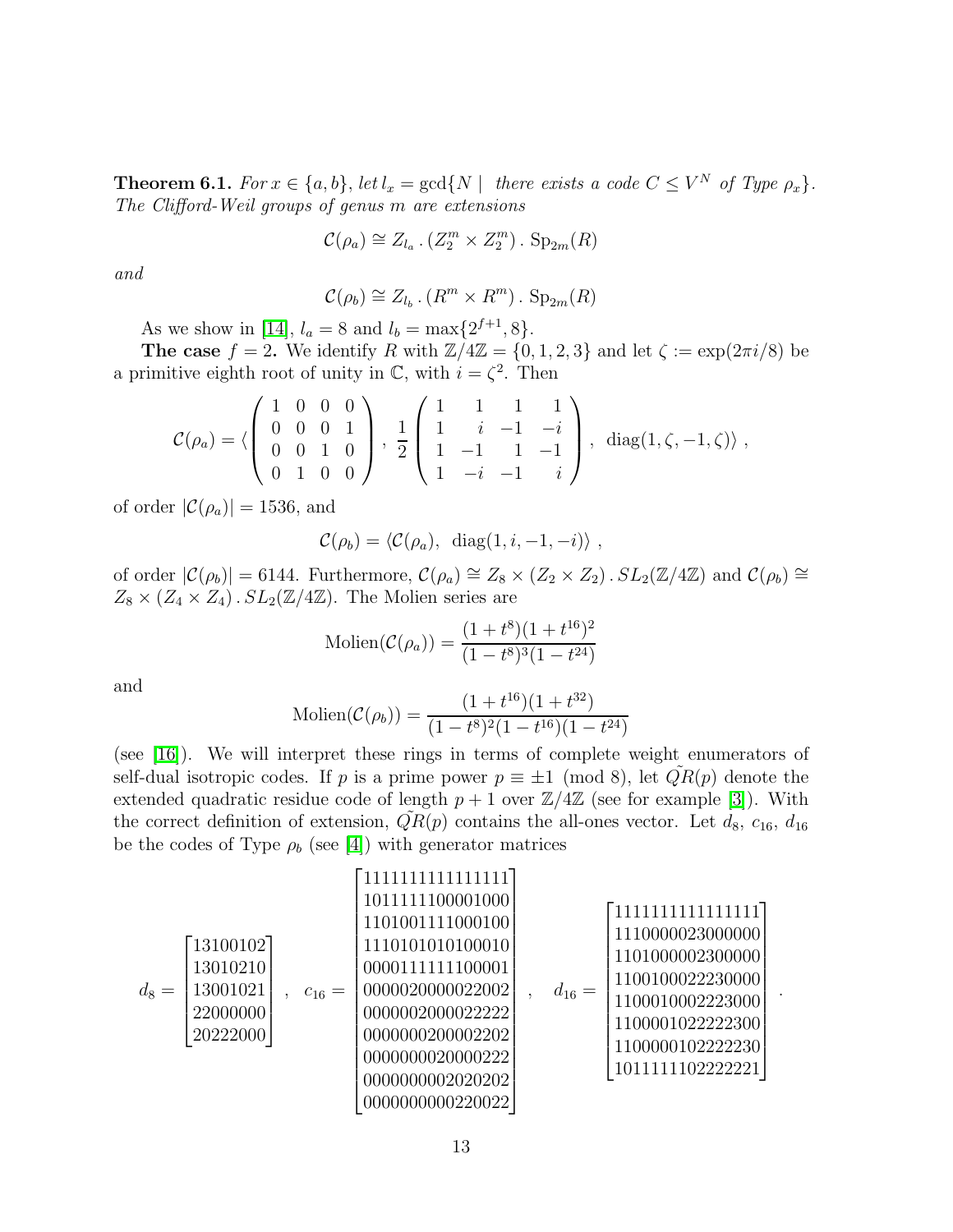**Theorem 6.1.** *For $x \in \{a, b\}$, let $l_x = \gcd\{N \mid$ there exists a code $C \leq V^N$ of Type $\rho_x\}$. The Clifford-Weil groups of genus $m$ are extensions*

$$\mathcal{C}(\rho_a) \cong Z_{l_a} \,.\, (Z_2^m \times Z_2^m) \,.\, \mathrm{Sp}_{2m}(R)$$

*and*

$$\mathcal{C}(\rho_b) \cong Z_{l_b} \,.\, (R^m \times R^m) \,.\, \mathrm{Sp}_{2m}(R)$$

As we show in [14], $l_a = 8$ and $l_b = \max\{2^{f+1}, 8\}$.

**The case $f = 2$.** We identify $R$ with $\mathbb{Z}/4\mathbb{Z} = \{0, 1, 2, 3\}$ and let $\zeta := \exp(2\pi i/8)$ be a primitive eighth root of unity in $\mathbb{C}$, with $i = \zeta^2$. Then

$$\mathcal{C}(\rho_a) = \langle \begin{pmatrix} 1 & 0 & 0 & 0 \\ 0 & 0 & 0 & 1 \\ 0 & 0 & 1 & 0 \\ 0 & 1 & 0 & 0 \end{pmatrix}, \frac{1}{2}\begin{pmatrix} 1 & 1 & 1 & 1 \\ 1 & i & -1 & -i \\ 1 & -1 & 1 & -1 \\ 1 & -i & -1 & i \end{pmatrix}, \ \mathrm{diag}(1, \zeta, -1, \zeta) \rangle \,,$$

of order $|\mathcal{C}(\rho_a)| = 1536$, and

$$\mathcal{C}(\rho_b) = \langle \mathcal{C}(\rho_a), \ \mathrm{diag}(1, i, -1, -i) \rangle \,,$$

of order $|\mathcal{C}(\rho_b)| = 6144$. Furthermore, $\mathcal{C}(\rho_a) \cong Z_8 \times (Z_2 \times Z_2) \,.\, SL_2(\mathbb{Z}/4\mathbb{Z})$ and $\mathcal{C}(\rho_b) \cong Z_8 \times (Z_4 \times Z_4) \,.\, SL_2(\mathbb{Z}/4\mathbb{Z})$. The Molien series are

$$\mathrm{Molien}(\mathcal{C}(\rho_a)) = \frac{(1 + t^8)(1 + t^{16})^2}{(1 - t^8)^3(1 - t^{24})}$$

and

$$\mathrm{Molien}(\mathcal{C}(\rho_b)) = \frac{(1 + t^{16})(1 + t^{32})}{(1 - t^8)^2(1 - t^{16})(1 - t^{24})}$$

(see [16]). We will interpret these rings in terms of complete weight enumerators of self-dual isotropic codes. If $p$ is a prime power $p \equiv \pm 1 \pmod 8$, let $\tilde{QR}(p)$ denote the extended quadratic residue code of length $p + 1$ over $\mathbb{Z}/4\mathbb{Z}$ (see for example [3]). With the correct definition of extension, $\tilde{QR}(p)$ contains the all-ones vector. Let $d_8$, $c_{16}$, $d_{16}$ be the codes of Type $\rho_b$ (see [4]) with generator matrices

$$d_8 = \begin{bmatrix} 13100102 \\ 13010210 \\ 13001021 \\ 22000000 \\ 20222000 \end{bmatrix}, \quad c_{16} = \begin{bmatrix} 1111111111111111 \\ 1011111100001000 \\ 1101001111000100 \\ 1110101010100010 \\ 0000111111100001 \\ 0000020000022002 \\ 0000002000022222 \\ 0000000200002202 \\ 0000000020000222 \\ 0000000002020202 \\ 0000000000220022 \end{bmatrix}, \quad d_{16} = \begin{bmatrix} 1111111111111111 \\ 1110000023000000 \\ 1101000002300000 \\ 1100100022230000 \\ 1100010002223000 \\ 1100001022222300 \\ 1100000102222230 \\ 1011111102222221 \end{bmatrix}.$$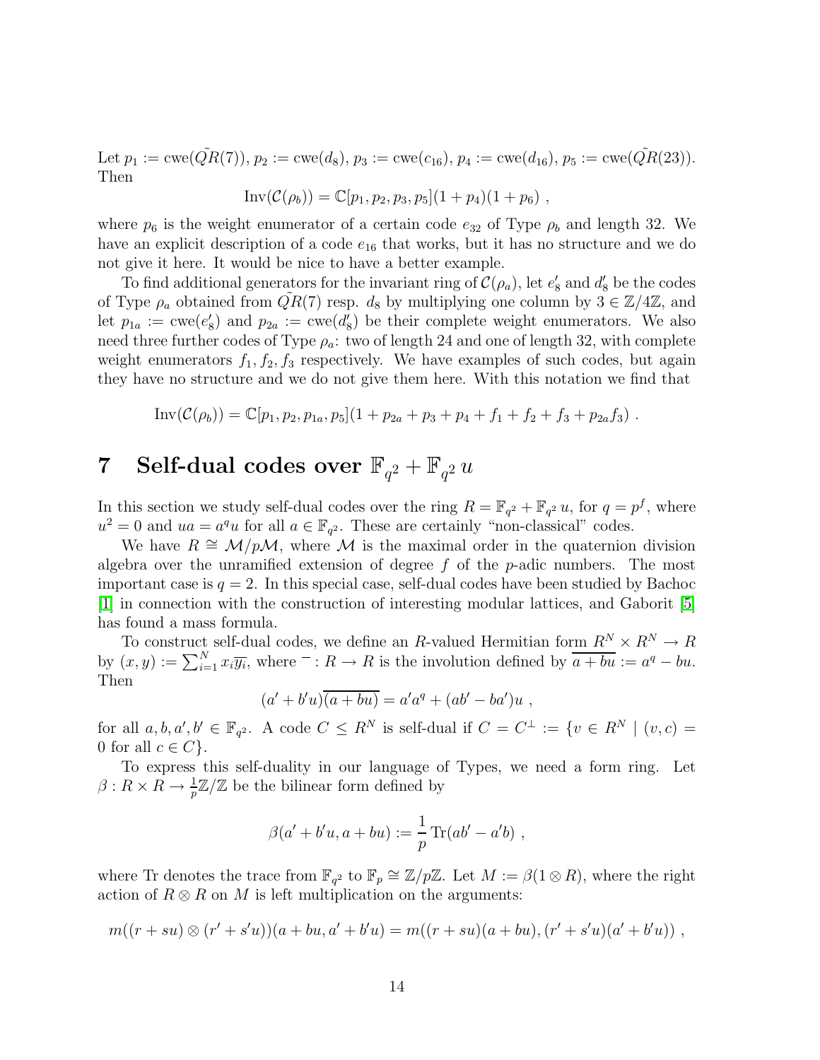Let $p_1 := \text{cwe}(\tilde{QR}(7))$, $p_2 := \text{cwe}(d_8)$, $p_3 := \text{cwe}(c_{16})$, $p_4 := \text{cwe}(d_{16})$, $p_5 := \text{cwe}(\tilde{QR}(23))$. Then

$$\text{Inv}(\mathcal{C}(\rho_b)) = \mathbb{C}[p_1, p_2, p_3, p_5](1 + p_4)(1 + p_6) ,$$

where $p_6$ is the weight enumerator of a certain code $e_{32}$ of Type $\rho_b$ and length 32. We have an explicit description of a code $e_{16}$ that works, but it has no structure and we do not give it here. It would be nice to have a better example.

To find additional generators for the invariant ring of $\mathcal{C}(\rho_a)$, let $e_8'$ and $d_8'$ be the codes of Type $\rho_a$ obtained from $\tilde{QR}(7)$ resp. $d_8$ by multiplying one column by $3 \in \mathbb{Z}/4\mathbb{Z}$, and let $p_{1a} := \text{cwe}(e_8')$ and $p_{2a} := \text{cwe}(d_8')$ be their complete weight enumerators. We also need three further codes of Type $\rho_a$: two of length 24 and one of length 32, with complete weight enumerators $f_1, f_2, f_3$ respectively. We have examples of such codes, but again they have no structure and we do not give them here. With this notation we find that

$$\text{Inv}(\mathcal{C}(\rho_b)) = \mathbb{C}[p_1, p_2, p_{1a}, p_5](1 + p_{2a} + p_3 + p_4 + f_1 + f_2 + f_3 + p_{2a}f_3) .$$

# 7 Self-dual codes over $\mathbb{F}_{q^2} + \mathbb{F}_{q^2}\, u$

In this section we study self-dual codes over the ring $R = \mathbb{F}_{q^2} + \mathbb{F}_{q^2}\, u$, for $q = p^f$, where $u^2 = 0$ and $ua = a^q u$ for all $a \in \mathbb{F}_{q^2}$. These are certainly "non-classical" codes.

We have $R \cong \mathcal{M}/p\mathcal{M}$, where $\mathcal{M}$ is the maximal order in the quaternion division algebra over the unramified extension of degree $f$ of the $p$-adic numbers. The most important case is $q = 2$. In this special case, self-dual codes have been studied by Bachoc [1] in connection with the construction of interesting modular lattices, and Gaborit [5] has found a mass formula.

To construct self-dual codes, we define an $R$-valued Hermitian form $R^N \times R^N \to R$ by $(x, y) := \sum_{i=1}^N x_i \overline{y_i}$, where $^- : R \to R$ is the involution defined by $\overline{a + bu} := a^q - bu$. Then

$$(a' + b'u)\overline{(a + bu)} = a'a^q + (ab' - ba')u ,$$

for all $a, b, a', b' \in \mathbb{F}_{q^2}$. A code $C \leq R^N$ is self-dual if $C = C^\perp := \{v \in R^N \mid (v, c) = 0 \text{ for all } c \in C\}$.

To express this self-duality in our language of Types, we need a form ring. Let $\beta : R \times R \to \frac{1}{p}\mathbb{Z}/\mathbb{Z}$ be the bilinear form defined by

$$\beta(a' + b'u, a + bu) := \frac{1}{p}\,\text{Tr}(ab' - a'b) ,$$

where Tr denotes the trace from $\mathbb{F}_{q^2}$ to $\mathbb{F}_p \cong \mathbb{Z}/p\mathbb{Z}$. Let $M := \beta(1 \otimes R)$, where the right action of $R \otimes R$ on $M$ is left multiplication on the arguments:

$$m((r + su) \otimes (r' + s'u))(a + bu, a' + b'u) = m((r + su)(a + bu), (r' + s'u)(a' + b'u)) ,$$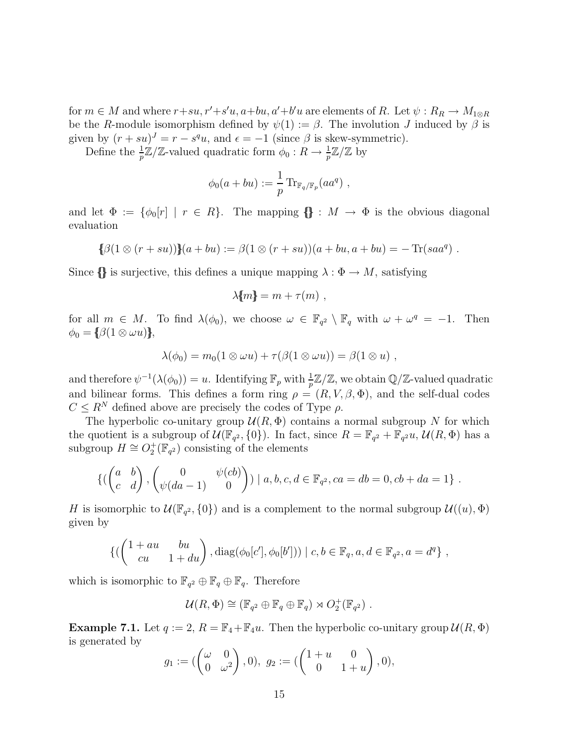for $m \in M$ and where $r+su, r'+s'u, a+bu, a'+b'u$ are elements of $R$. Let $\psi : R_R \to M_{1\otimes R}$ be the $R$-module isomorphism defined by $\psi(1) := \beta$. The involution $J$ induced by $\beta$ is given by $(r+su)^J = r - s^q u$, and $\epsilon = -1$ (since $\beta$ is skew-symmetric).

Define the $\frac{1}{p}\mathbb{Z}/\mathbb{Z}$-valued quadratic form $\phi_0 : R \to \frac{1}{p}\mathbb{Z}/\mathbb{Z}$ by

$$\phi_0(a+bu) := \frac{1}{p}\operatorname{Tr}_{\mathbb{F}_q/\mathbb{F}_p}(aa^q) \ ,$$

and let $\Phi := \{\phi_0[r] \mid r \in R\}$. The mapping $\{\!\!\{\}\!\!\} : M \to \Phi$ is the obvious diagonal evaluation

$$\{\!\!\{\beta(1\otimes(r+su))\}\!\!\}(a+bu) := \beta(1\otimes(r+su))(a+bu, a+bu) = -\operatorname{Tr}(saa^q) \ .$$

Since $\{\!\!\{\}\!\!\}$ is surjective, this defines a unique mapping $\lambda : \Phi \to M$, satisfying

$$\lambda\{\!\!\{m\}\!\!\} = m + \tau(m) \ ,$$

for all $m \in M$. To find $\lambda(\phi_0)$, we choose $\omega \in \mathbb{F}_{q^2} \setminus \mathbb{F}_q$ with $\omega + \omega^q = -1$. Then $\phi_0 = \{\!\!\{\beta(1\otimes \omega u)\}\!\!\}$,

$$\lambda(\phi_0) = m_0(1\otimes \omega u) + \tau(\beta(1\otimes\omega u)) = \beta(1\otimes u) \ ,$$

and therefore $\psi^{-1}(\lambda(\phi_0)) = u$. Identifying $\mathbb{F}_p$ with $\frac{1}{p}\mathbb{Z}/\mathbb{Z}$, we obtain $\mathbb{Q}/\mathbb{Z}$-valued quadratic and bilinear forms. This defines a form ring $\rho = (R, V, \beta, \Phi)$, and the self-dual codes $C \leq R^N$ defined above are precisely the codes of Type $\rho$.

The hyperbolic co-unitary group $\mathcal{U}(R,\Phi)$ contains a normal subgroup $N$ for which the quotient is a subgroup of $\mathcal{U}(\mathbb{F}_{q^2}, \{0\})$. In fact, since $R = \mathbb{F}_{q^2} + \mathbb{F}_{q^2}u$, $\mathcal{U}(R,\Phi)$ has a subgroup $H \cong O_2^+(\mathbb{F}_{q^2})$ consisting of the elements

$$\{(\begin{pmatrix} a & b \\ c & d \end{pmatrix}, \begin{pmatrix} 0 & \psi(cb) \\ \psi(da-1) & 0 \end{pmatrix}) \mid a,b,c,d \in \mathbb{F}_{q^2}, ca = db = 0, cb + da = 1\} \ .$$

$H$ is isomorphic to $\mathcal{U}(\mathbb{F}_{q^2}, \{0\})$ and is a complement to the normal subgroup $\mathcal{U}((u),\Phi)$ given by

$$\{(\begin{pmatrix} 1+au & bu \\ cu & 1+du \end{pmatrix}, \operatorname{diag}(\phi_0[c'], \phi_0[b'])) \mid c, b \in \mathbb{F}_q, a, d \in \mathbb{F}_{q^2}, a = d^q\} \ ,$$

which is isomorphic to $\mathbb{F}_{q^2} \oplus \mathbb{F}_q \oplus \mathbb{F}_q$. Therefore

$$\mathcal{U}(R,\Phi) \cong (\mathbb{F}_{q^2} \oplus \mathbb{F}_q \oplus \mathbb{F}_q) \rtimes O_2^+(\mathbb{F}_{q^2}) \ .$$

**Example 7.1.** Let $q := 2$, $R = \mathbb{F}_4 + \mathbb{F}_4 u$. Then the hyperbolic co-unitary group $\mathcal{U}(R,\Phi)$ is generated by

$$g_1 := (\begin{pmatrix} \omega & 0 \\ 0 & \omega^2 \end{pmatrix}, 0),\ g_2 := (\begin{pmatrix} 1+u & 0 \\ 0 & 1+u \end{pmatrix}, 0),$$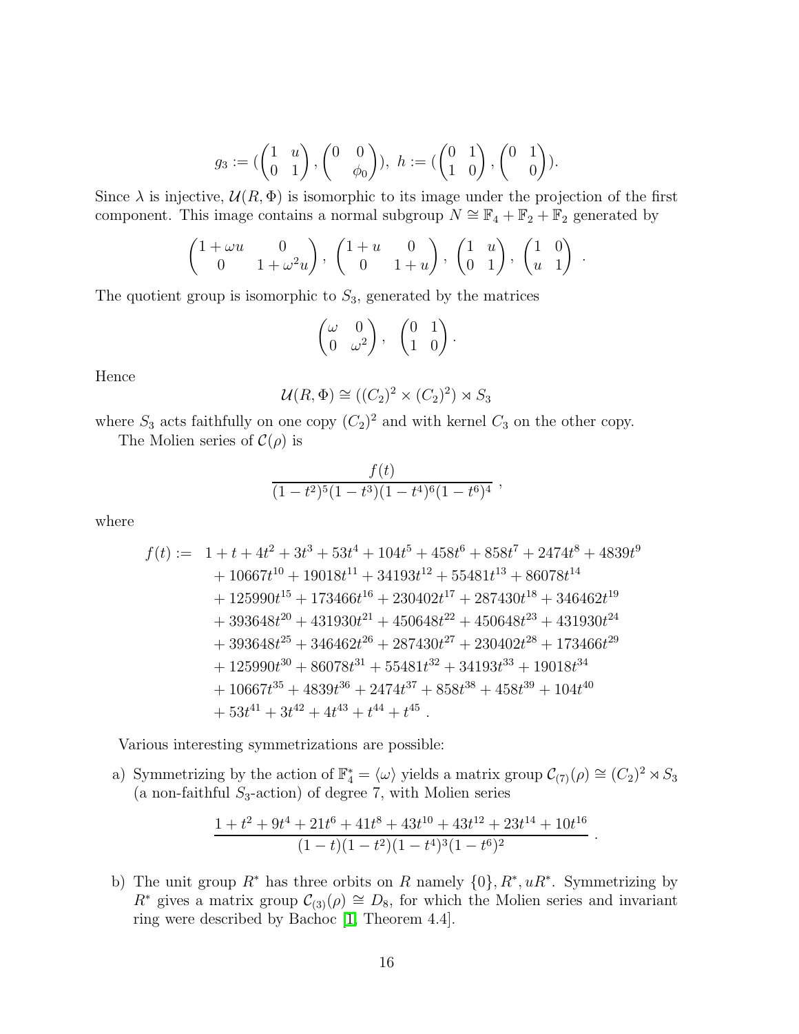$$g_3 := (\begin{pmatrix} 1 & u \\ 0 & 1 \end{pmatrix}, \begin{pmatrix} 0 & 0 \\ & \phi_0 \end{pmatrix}),\ h := (\begin{pmatrix} 0 & 1 \\ 1 & 0 \end{pmatrix}, \begin{pmatrix} 0 & 1 \\ & 0 \end{pmatrix}).$$

Since $\lambda$ is injective, $\mathcal{U}(R, \Phi)$ is isomorphic to its image under the projection of the first component. This image contains a normal subgroup $N \cong \mathbb{F}_4 + \mathbb{F}_2 + \mathbb{F}_2$ generated by

$$\begin{pmatrix} 1+\omega u & 0 \\ 0 & 1+\omega^2 u \end{pmatrix},\ \begin{pmatrix} 1+u & 0 \\ 0 & 1+u \end{pmatrix},\ \begin{pmatrix} 1 & u \\ 0 & 1 \end{pmatrix},\ \begin{pmatrix} 1 & 0 \\ u & 1 \end{pmatrix}\ .$$

The quotient group is isomorphic to $S_3$, generated by the matrices

$$\begin{pmatrix} \omega & 0 \\ 0 & \omega^2 \end{pmatrix},\ \begin{pmatrix} 0 & 1 \\ 1 & 0 \end{pmatrix}.$$

Hence

$$\mathcal{U}(R, \Phi) \cong ((C_2)^2 \times (C_2)^2) \rtimes S_3$$

where $S_3$ acts faithfully on one copy $(C_2)^2$ and with kernel $C_3$ on the other copy.

The Molien series of $\mathcal{C}(\rho)$ is

$$\frac{f(t)}{(1-t^2)^5(1-t^3)(1-t^4)^6(1-t^6)^4}\ ,$$

where

$$\begin{aligned} f(t) :=\ & 1 + t + 4t^2 + 3t^3 + 53t^4 + 104t^5 + 458t^6 + 858t^7 + 2474t^8 + 4839t^9 \\ & + 10667t^{10} + 19018t^{11} + 34193t^{12} + 55481t^{13} + 86078t^{14} \\ & + 125990t^{15} + 173466t^{16} + 230402t^{17} + 287430t^{18} + 346462t^{19} \\ & + 393648t^{20} + 431930t^{21} + 450648t^{22} + 450648t^{23} + 431930t^{24} \\ & + 393648t^{25} + 346462t^{26} + 287430t^{27} + 230402t^{28} + 173466t^{29} \\ & + 125990t^{30} + 86078t^{31} + 55481t^{32} + 34193t^{33} + 19018t^{34} \\ & + 10667t^{35} + 4839t^{36} + 2474t^{37} + 858t^{38} + 458t^{39} + 104t^{40} \\ & + 53t^{41} + 3t^{42} + 4t^{43} + t^{44} + t^{45}\ . \end{aligned}$$

Various interesting symmetrizations are possible:

a) Symmetrizing by the action of $\mathbb{F}_4^* = \langle \omega \rangle$ yields a matrix group $\mathcal{C}_{(7)}(\rho) \cong (C_2)^2 \rtimes S_3$ (a non-faithful $S_3$-action) of degree 7, with Molien series

$$\frac{1 + t^2 + 9t^4 + 21t^6 + 41t^8 + 43t^{10} + 43t^{12} + 23t^{14} + 10t^{16}}{(1-t)(1-t^2)(1-t^4)^3(1-t^6)^2}\ .$$

b) The unit group $R^*$ has three orbits on $R$ namely $\{0\}, R^*, uR^*$. Symmetrizing by $R^*$ gives a matrix group $\mathcal{C}_{(3)}(\rho) \cong D_8$, for which the Molien series and invariant ring were described by Bachoc [1, Theorem 4.4].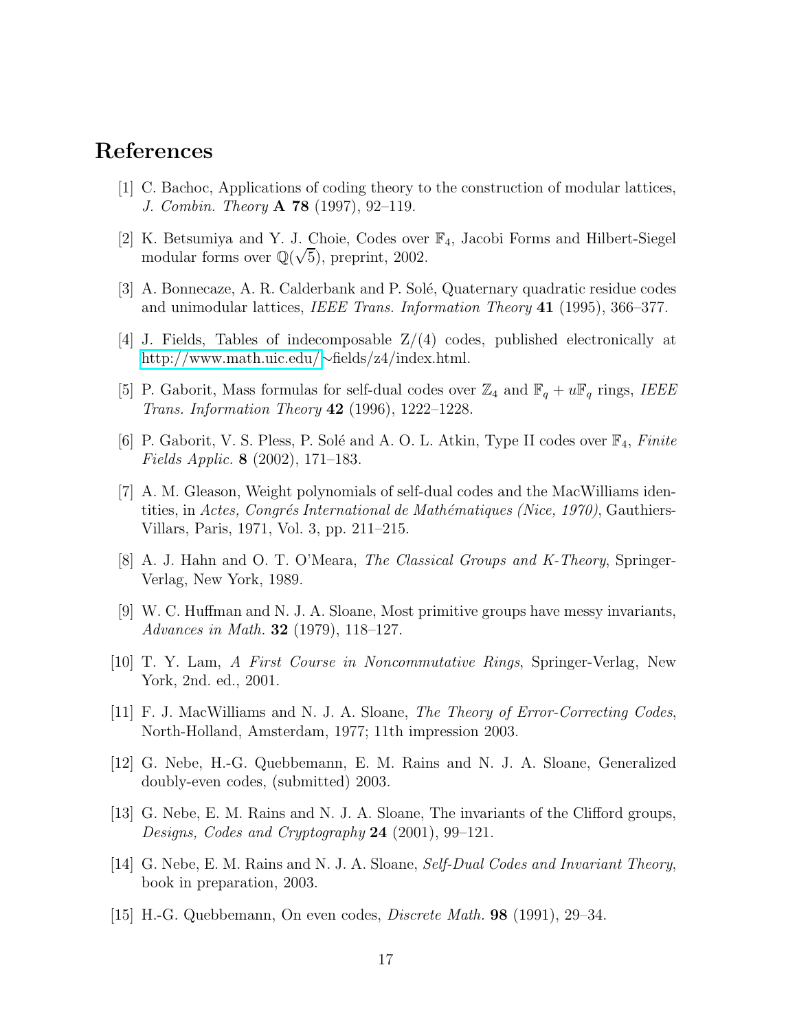# References

[1] C. Bachoc, Applications of coding theory to the construction of modular lattices, *J. Combin. Theory* **A 78** (1997), 92–119.

[2] K. Betsumiya and Y. J. Choie, Codes over $\mathbb{F}_4$, Jacobi Forms and Hilbert-Siegel modular forms over $\mathbb{Q}(\sqrt{5})$, preprint, 2002.

[3] A. Bonnecaze, A. R. Calderbank and P. Solé, Quaternary quadratic residue codes and unimodular lattices, *IEEE Trans. Information Theory* **41** (1995), 366–377.

[4] J. Fields, Tables of indecomposable Z/(4) codes, published electronically at http://www.math.uic.edu/~fields/z4/index.html.

[5] P. Gaborit, Mass formulas for self-dual codes over $\mathbb{Z}_4$ and $\mathbb{F}_q + u\mathbb{F}_q$ rings, *IEEE Trans. Information Theory* **42** (1996), 1222–1228.

[6] P. Gaborit, V. S. Pless, P. Solé and A. O. L. Atkin, Type II codes over $\mathbb{F}_4$, *Finite Fields Applic.* **8** (2002), 171–183.

[7] A. M. Gleason, Weight polynomials of self-dual codes and the MacWilliams identities, in *Actes, Congrés International de Mathématiques (Nice, 1970)*, Gauthiers-Villars, Paris, 1971, Vol. 3, pp. 211–215.

[8] A. J. Hahn and O. T. O'Meara, *The Classical Groups and K-Theory*, Springer-Verlag, New York, 1989.

[9] W. C. Huffman and N. J. A. Sloane, Most primitive groups have messy invariants, *Advances in Math.* **32** (1979), 118–127.

[10] T. Y. Lam, *A First Course in Noncommutative Rings*, Springer-Verlag, New York, 2nd. ed., 2001.

[11] F. J. MacWilliams and N. J. A. Sloane, *The Theory of Error-Correcting Codes*, North-Holland, Amsterdam, 1977; 11th impression 2003.

[12] G. Nebe, H.-G. Quebbemann, E. M. Rains and N. J. A. Sloane, Generalized doubly-even codes, (submitted) 2003.

[13] G. Nebe, E. M. Rains and N. J. A. Sloane, The invariants of the Clifford groups, *Designs, Codes and Cryptography* **24** (2001), 99–121.

[14] G. Nebe, E. M. Rains and N. J. A. Sloane, *Self-Dual Codes and Invariant Theory*, book in preparation, 2003.

[15] H.-G. Quebbemann, On even codes, *Discrete Math.* **98** (1991), 29–34.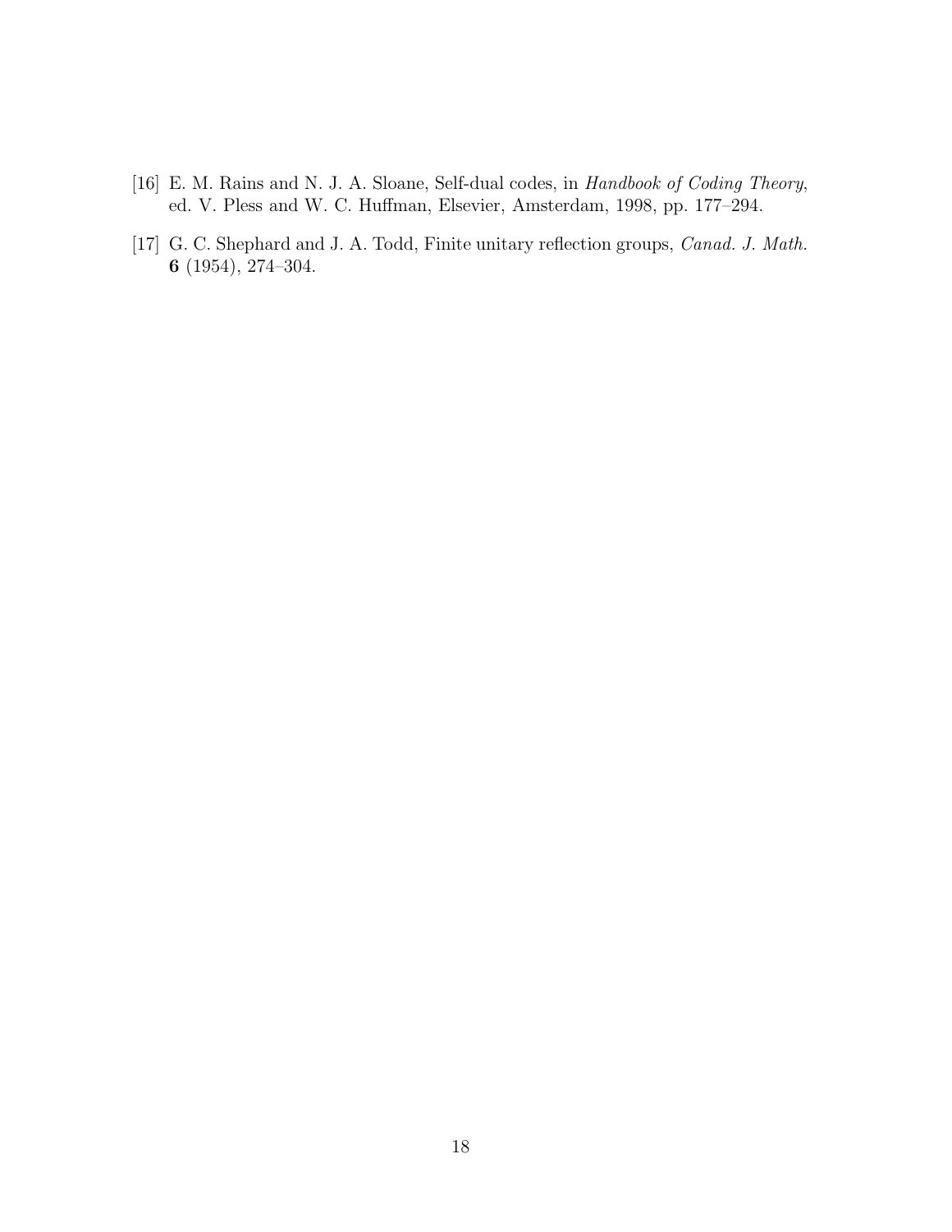[16] E. M. Rains and N. J. A. Sloane, Self-dual codes, in *Handbook of Coding Theory*, ed. V. Pless and W. C. Huffman, Elsevier, Amsterdam, 1998, pp. 177–294.

[17] G. C. Shephard and J. A. Todd, Finite unitary reflection groups, *Canad. J. Math.* **6** (1954), 274–304.